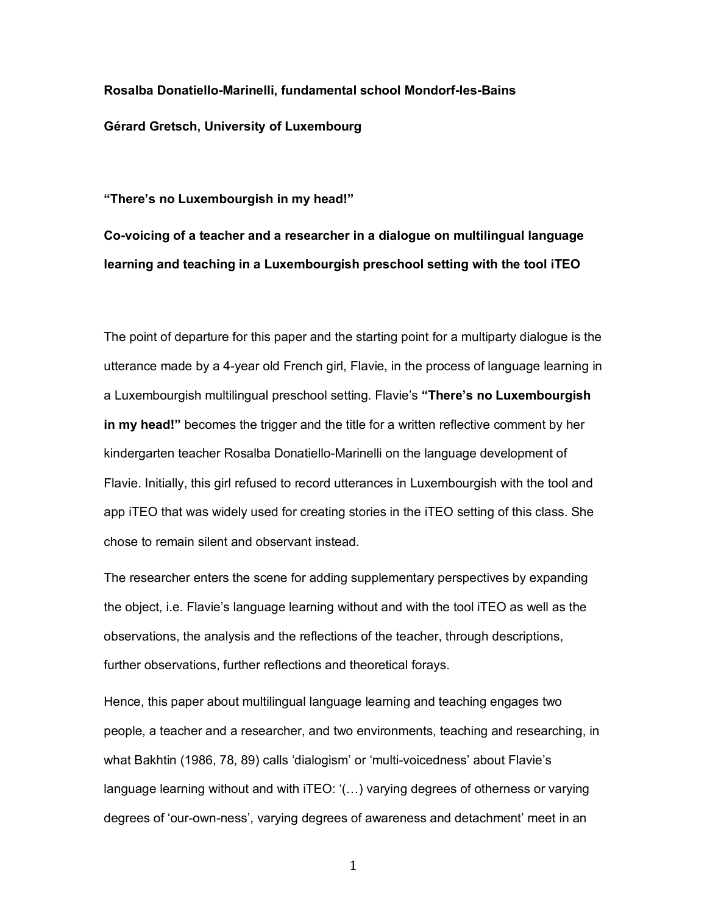**Rosalba Donatiello-Marinelli, fundamental school Mondorf-les-Bains**

**Gérard Gretsch, University of Luxembourg**

# "There's no Luxembourgish in my head!"

## Co-voicing of a teacher and a researcher in a dialogue on multilingual language learning and teaching in a Luxembourgish preschool setting with the tool iTEO

The point of departure for this paper and the starting point for a multiparty dialogue is the utterance made by a 4-year old French girl, Flavie, in the process of language learning in a Luxembourgish multilingual preschool setting. Flavie's **"There's no Luxembourgish in my head!"** becomes the trigger and the title for a written reflective comment by her kindergarten teacher Rosalba Donatiello-Marinelli on the language development of Flavie. Initially, this girl refused to record utterances in Luxembourgish with the tool and app iTEO that was widely used for creating stories in the iTEO setting of this class. She chose to remain silent and observant instead.

The researcher enters the scene for adding supplementary perspectives by expanding the object, i.e. Flavie's language learning without and with the tool iTEO as well as the observations, the analysis and the reflections of the teacher, through descriptions, further observations, further reflections and theoretical forays.

Hence, this paper about multilingual language learning and teaching engages two people, a teacher and a researcher, and two environments, teaching and researching, in what Bakhtin (1986, 78, 89) calls 'dialogism' or 'multi-voicedness' about Flavie's language learning without and with iTEO: '(…) varying degrees of otherness or varying degrees of 'our-own-ness', varying degrees of awareness and detachment' meet in an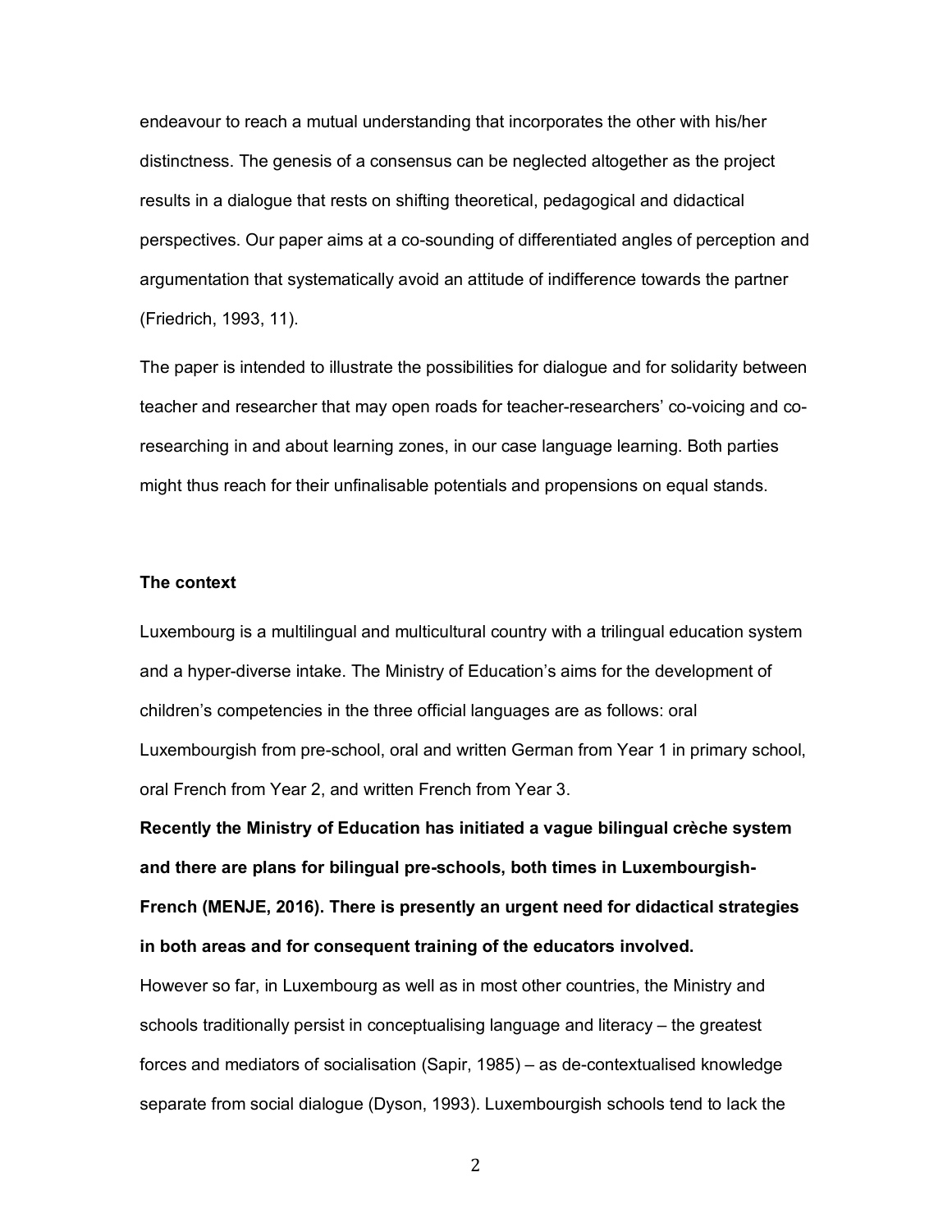endeavour to reach a mutual understanding that incorporates the other with his/her distinctness. The genesis of a consensus can be neglected altogether as the project results in a dialogue that rests on shifting theoretical, pedagogical and didactical perspectives. Our paper aims at a co-sounding of differentiated angles of perception and argumentation that systematically avoid an attitude of indifference towards the partner (Friedrich, 1993, 11).

The paper is intended to illustrate the possibilities for dialogue and for solidarity between teacher and researcher that may open roads for teacher-researchers' co-voicing and co-researching in and about learning zones, in our case language learning. Both parties might thus reach for their unfinalisable potentials and propensions on equal stands.

### The context

Luxembourg is a multilingual and multicultural country with a trilingual education system and a hyper-diverse intake. The Ministry of Education's aims for the development of children's competencies in the three official languages are as follows: oral Luxembourgish from pre-school, oral and written German from Year 1 in primary school, oral French from Year 2, and written French from Year 3.

**Recently the Ministry of Education has initiated a vague bilingual crèche system and there are plans for bilingual pre-schools, both times in Luxembourgish-French (MENJE, 2016). There is presently an urgent need for didactical strategies in both areas and for consequent training of the educators involved.**

However so far, in Luxembourg as well as in most other countries, the Ministry and schools traditionally persist in conceptualising language and literacy – the greatest forces and mediators of socialisation (Sapir, 1985) – as de-contextualised knowledge separate from social dialogue (Dyson, 1993). Luxembourgish schools tend to lack the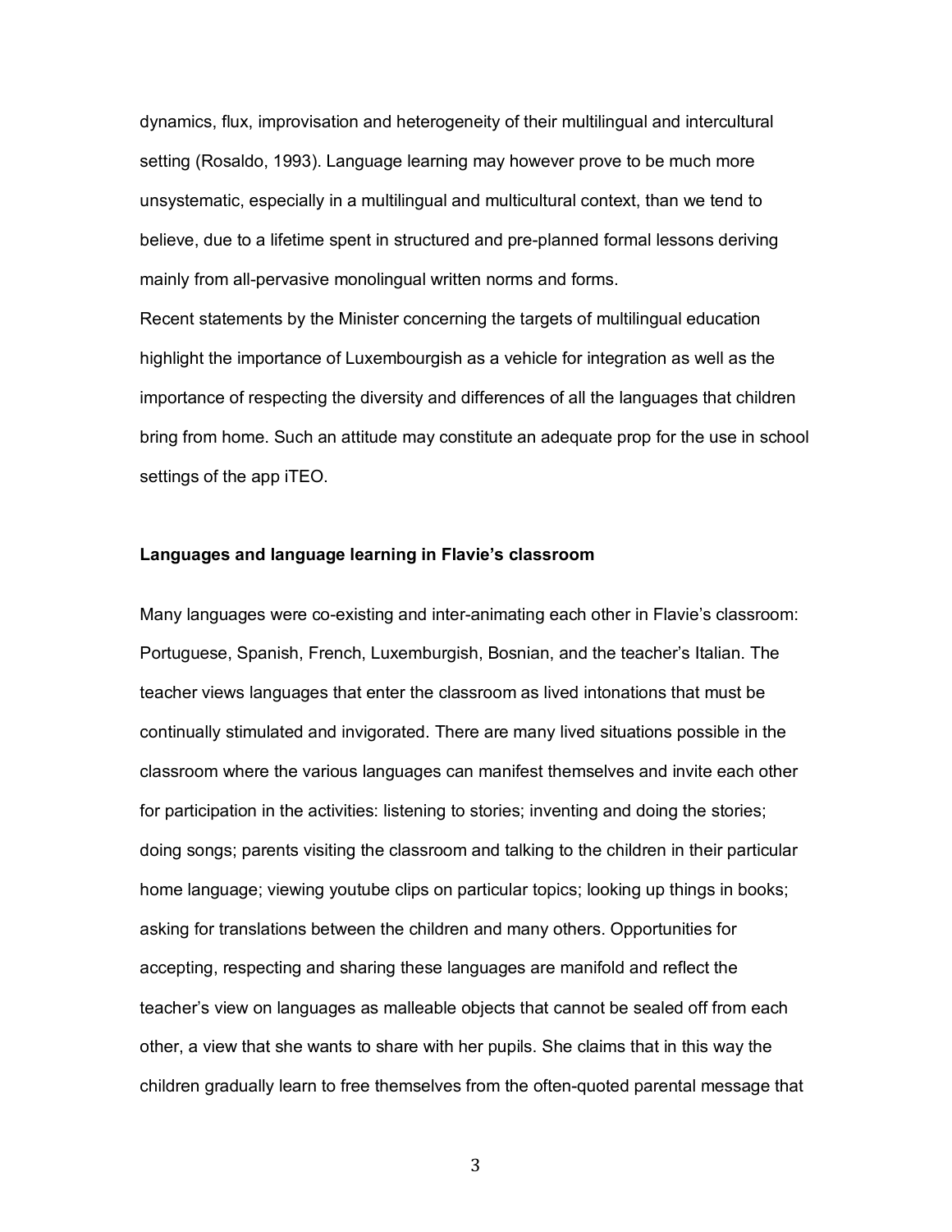dynamics, flux, improvisation and heterogeneity of their multilingual and intercultural setting (Rosaldo, 1993). Language learning may however prove to be much more unsystematic, especially in a multilingual and multicultural context, than we tend to believe, due to a lifetime spent in structured and pre-planned formal lessons deriving mainly from all-pervasive monolingual written norms and forms.

Recent statements by the Minister concerning the targets of multilingual education highlight the importance of Luxembourgish as a vehicle for integration as well as the importance of respecting the diversity and differences of all the languages that children bring from home. Such an attitude may constitute an adequate prop for the use in school settings of the app iTEO.

**Languages and language learning in Flavie's classroom**

Many languages were co-existing and inter-animating each other in Flavie's classroom: Portuguese, Spanish, French, Luxemburgish, Bosnian, and the teacher's Italian. The teacher views languages that enter the classroom as lived intonations that must be continually stimulated and invigorated. There are many lived situations possible in the classroom where the various languages can manifest themselves and invite each other for participation in the activities: listening to stories; inventing and doing the stories; doing songs; parents visiting the classroom and talking to the children in their particular home language; viewing youtube clips on particular topics; looking up things in books; asking for translations between the children and many others. Opportunities for accepting, respecting and sharing these languages are manifold and reflect the teacher's view on languages as malleable objects that cannot be sealed off from each other, a view that she wants to share with her pupils. She claims that in this way the children gradually learn to free themselves from the often-quoted parental message that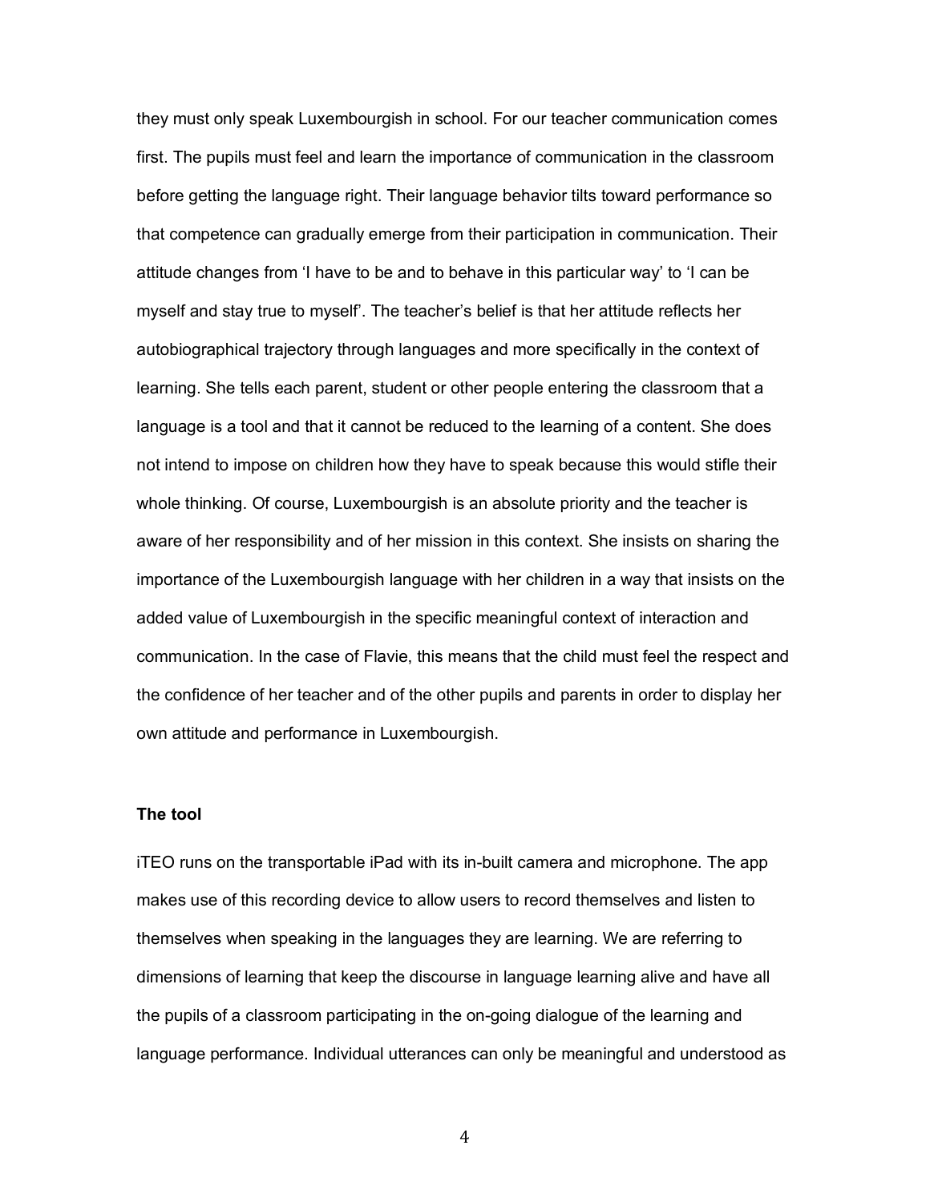they must only speak Luxembourgish in school. For our teacher communication comes first. The pupils must feel and learn the importance of communication in the classroom before getting the language right. Their language behavior tilts toward performance so that competence can gradually emerge from their participation in communication. Their attitude changes from 'I have to be and to behave in this particular way' to 'I can be myself and stay true to myself'. The teacher's belief is that her attitude reflects her autobiographical trajectory through languages and more specifically in the context of learning. She tells each parent, student or other people entering the classroom that a language is a tool and that it cannot be reduced to the learning of a content. She does not intend to impose on children how they have to speak because this would stifle their whole thinking. Of course, Luxembourgish is an absolute priority and the teacher is aware of her responsibility and of her mission in this context. She insists on sharing the importance of the Luxembourgish language with her children in a way that insists on the added value of Luxembourgish in the specific meaningful context of interaction and communication. In the case of Flavie, this means that the child must feel the respect and the confidence of her teacher and of the other pupils and parents in order to display her own attitude and performance in Luxembourgish.

**The tool**

iTEO runs on the transportable iPad with its in-built camera and microphone. The app makes use of this recording device to allow users to record themselves and listen to themselves when speaking in the languages they are learning. We are referring to dimensions of learning that keep the discourse in language learning alive and have all the pupils of a classroom participating in the on-going dialogue of the learning and language performance. Individual utterances can only be meaningful and understood as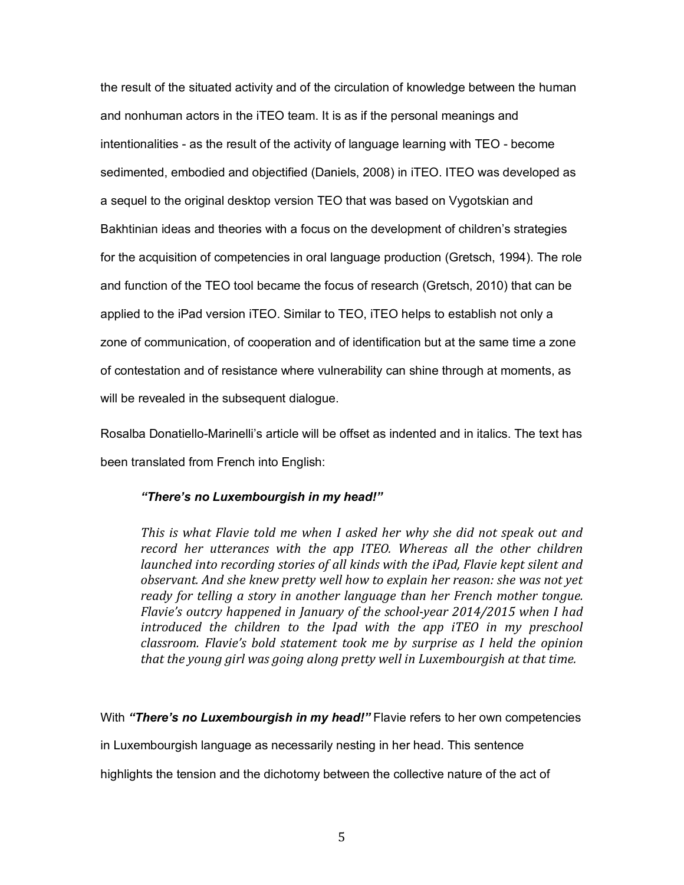the result of the situated activity and of the circulation of knowledge between the human and nonhuman actors in the iTEO team. It is as if the personal meanings and intentionalities - as the result of the activity of language learning with TEO - become sedimented, embodied and objectified (Daniels, 2008) in iTEO. ITEO was developed as a sequel to the original desktop version TEO that was based on Vygotskian and Bakhtinian ideas and theories with a focus on the development of children's strategies for the acquisition of competencies in oral language production (Gretsch, 1994). The role and function of the TEO tool became the focus of research (Gretsch, 2010) that can be applied to the iPad version iTEO. Similar to TEO, iTEO helps to establish not only a zone of communication, of cooperation and of identification but at the same time a zone of contestation and of resistance where vulnerability can shine through at moments, as will be revealed in the subsequent dialogue.

Rosalba Donatiello-Marinelli's article will be offset as indented and in italics. The text has been translated from French into English:

> ***"There's no Luxembourgish in my head!"***
>
> *This is what Flavie told me when I asked her why she did not speak out and record her utterances with the app ITEO. Whereas all the other children launched into recording stories of all kinds with the iPad, Flavie kept silent and observant. And she knew pretty well how to explain her reason: she was not yet ready for telling a story in another language than her French mother tongue. Flavie's outcry happened in January of the school-year 2014/2015 when I had introduced the children to the Ipad with the app iTEO in my preschool classroom. Flavie's bold statement took me by surprise as I held the opinion that the young girl was going along pretty well in Luxembourgish at that time.*

With ***"There's no Luxembourgish in my head!"*** Flavie refers to her own competencies in Luxembourgish language as necessarily nesting in her head. This sentence highlights the tension and the dichotomy between the collective nature of the act of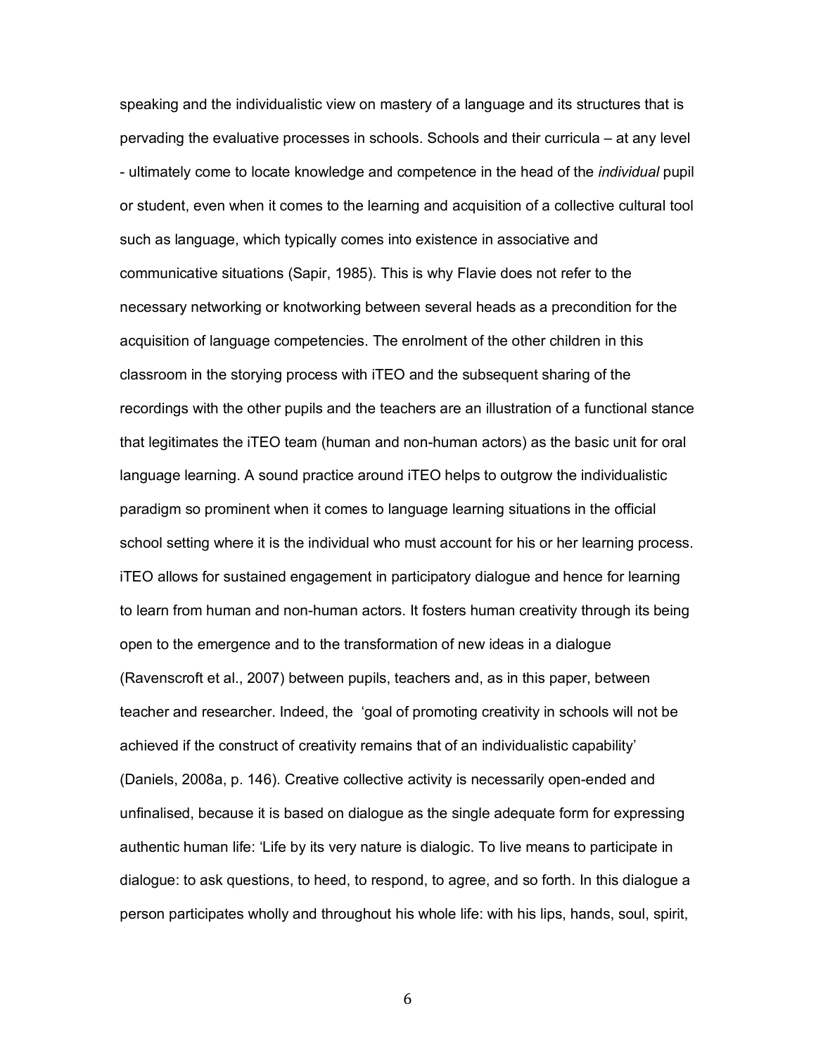speaking and the individualistic view on mastery of a language and its structures that is pervading the evaluative processes in schools. Schools and their curricula – at any level - ultimately come to locate knowledge and competence in the head of the *individual* pupil or student, even when it comes to the learning and acquisition of a collective cultural tool such as language, which typically comes into existence in associative and communicative situations (Sapir, 1985). This is why Flavie does not refer to the necessary networking or knotworking between several heads as a precondition for the acquisition of language competencies. The enrolment of the other children in this classroom in the storying process with iTEO and the subsequent sharing of the recordings with the other pupils and the teachers are an illustration of a functional stance that legitimates the iTEO team (human and non-human actors) as the basic unit for oral language learning. A sound practice around iTEO helps to outgrow the individualistic paradigm so prominent when it comes to language learning situations in the official school setting where it is the individual who must account for his or her learning process. iTEO allows for sustained engagement in participatory dialogue and hence for learning to learn from human and non-human actors. It fosters human creativity through its being open to the emergence and to the transformation of new ideas in a dialogue (Ravenscroft et al., 2007) between pupils, teachers and, as in this paper, between teacher and researcher. Indeed, the 'goal of promoting creativity in schools will not be achieved if the construct of creativity remains that of an individualistic capability' (Daniels, 2008a, p. 146). Creative collective activity is necessarily open-ended and unfinalised, because it is based on dialogue as the single adequate form for expressing authentic human life: 'Life by its very nature is dialogic. To live means to participate in dialogue: to ask questions, to heed, to respond, to agree, and so forth. In this dialogue a person participates wholly and throughout his whole life: with his lips, hands, soul, spirit,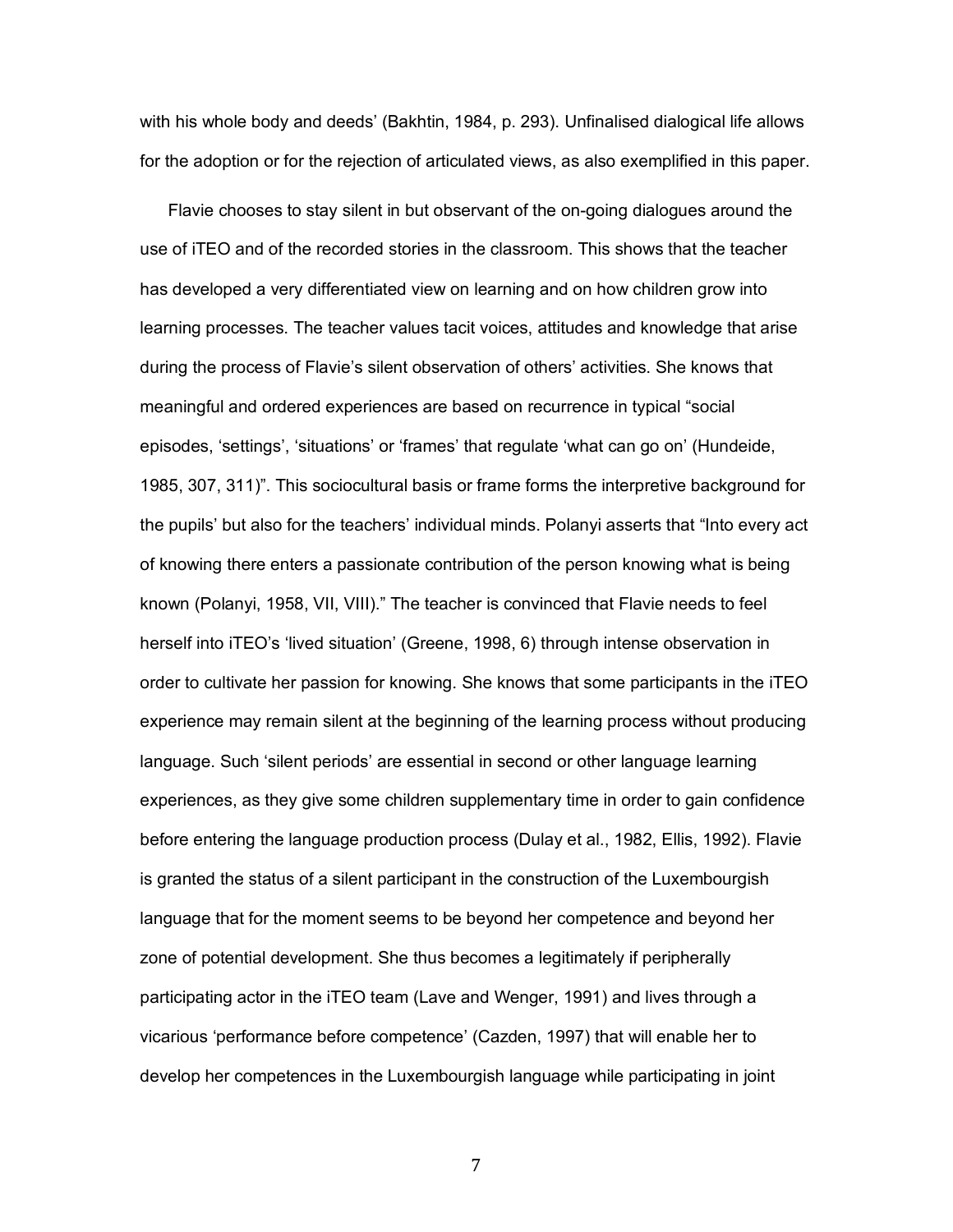with his whole body and deeds' (Bakhtin, 1984, p. 293). Unfinalised dialogical life allows for the adoption or for the rejection of articulated views, as also exemplified in this paper.

Flavie chooses to stay silent in but observant of the on-going dialogues around the use of iTEO and of the recorded stories in the classroom. This shows that the teacher has developed a very differentiated view on learning and on how children grow into learning processes. The teacher values tacit voices, attitudes and knowledge that arise during the process of Flavie's silent observation of others' activities. She knows that meaningful and ordered experiences are based on recurrence in typical "social episodes, 'settings', 'situations' or 'frames' that regulate 'what can go on' (Hundeide, 1985, 307, 311)". This sociocultural basis or frame forms the interpretive background for the pupils' but also for the teachers' individual minds. Polanyi asserts that "Into every act of knowing there enters a passionate contribution of the person knowing what is being known (Polanyi, 1958, VII, VIII)." The teacher is convinced that Flavie needs to feel herself into iTEO's 'lived situation' (Greene, 1998, 6) through intense observation in order to cultivate her passion for knowing. She knows that some participants in the iTEO experience may remain silent at the beginning of the learning process without producing language. Such 'silent periods' are essential in second or other language learning experiences, as they give some children supplementary time in order to gain confidence before entering the language production process (Dulay et al., 1982, Ellis, 1992). Flavie is granted the status of a silent participant in the construction of the Luxembourgish language that for the moment seems to be beyond her competence and beyond her zone of potential development. She thus becomes a legitimately if peripherally participating actor in the iTEO team (Lave and Wenger, 1991) and lives through a vicarious 'performance before competence' (Cazden, 1997) that will enable her to develop her competences in the Luxembourgish language while participating in joint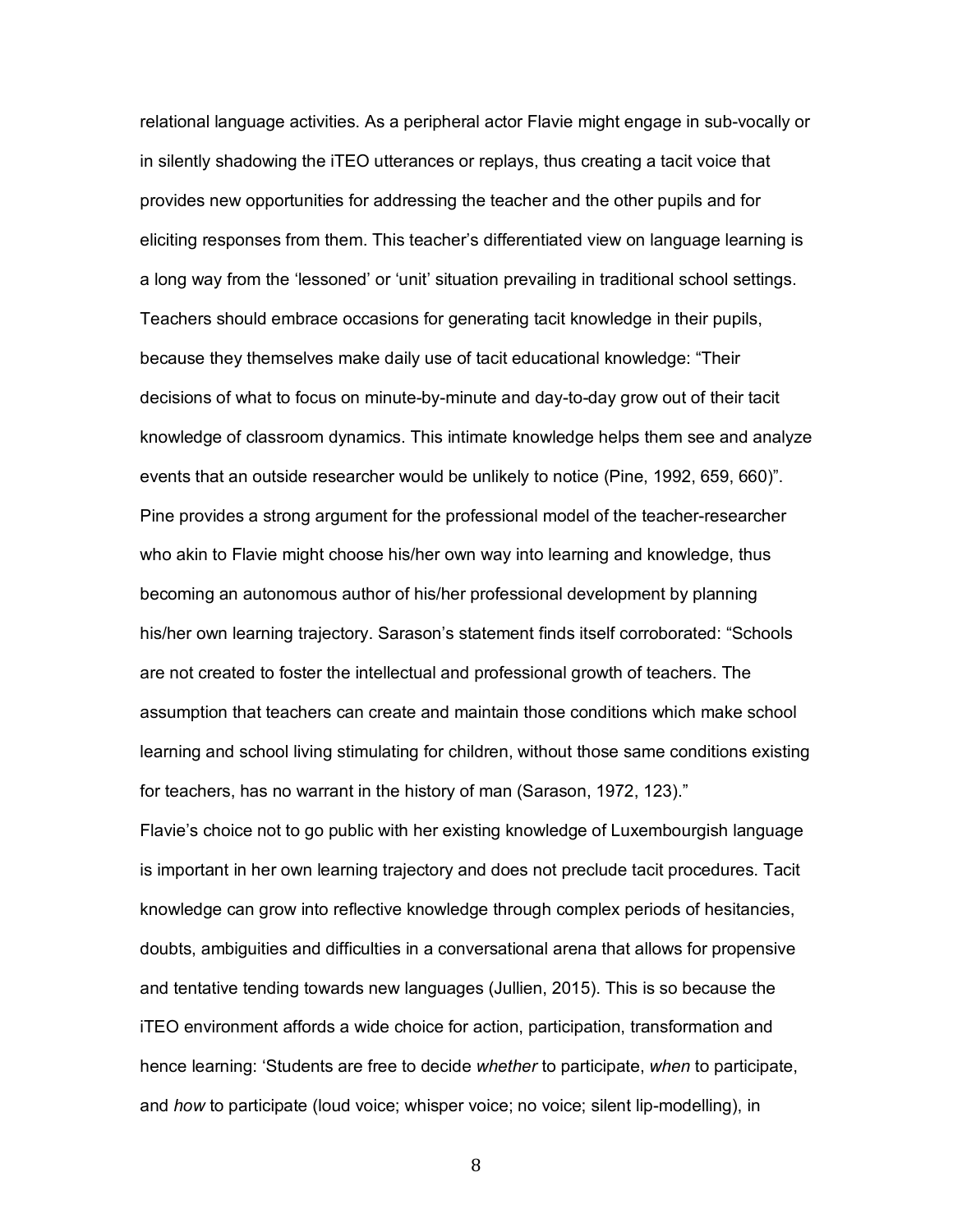relational language activities. As a peripheral actor Flavie might engage in sub-vocally or in silently shadowing the iTEO utterances or replays, thus creating a tacit voice that provides new opportunities for addressing the teacher and the other pupils and for eliciting responses from them. This teacher's differentiated view on language learning is a long way from the 'lessoned' or 'unit' situation prevailing in traditional school settings. Teachers should embrace occasions for generating tacit knowledge in their pupils, because they themselves make daily use of tacit educational knowledge: "Their decisions of what to focus on minute-by-minute and day-to-day grow out of their tacit knowledge of classroom dynamics. This intimate knowledge helps them see and analyze events that an outside researcher would be unlikely to notice (Pine, 1992, 659, 660)". Pine provides a strong argument for the professional model of the teacher-researcher who akin to Flavie might choose his/her own way into learning and knowledge, thus becoming an autonomous author of his/her professional development by planning his/her own learning trajectory. Sarason's statement finds itself corroborated: "Schools are not created to foster the intellectual and professional growth of teachers. The assumption that teachers can create and maintain those conditions which make school learning and school living stimulating for children, without those same conditions existing for teachers, has no warrant in the history of man (Sarason, 1972, 123)."

Flavie's choice not to go public with her existing knowledge of Luxembourgish language is important in her own learning trajectory and does not preclude tacit procedures. Tacit knowledge can grow into reflective knowledge through complex periods of hesitancies, doubts, ambiguities and difficulties in a conversational arena that allows for propensive and tentative tending towards new languages (Jullien, 2015). This is so because the iTEO environment affords a wide choice for action, participation, transformation and hence learning: 'Students are free to decide *whether* to participate, *when* to participate, and *how* to participate (loud voice; whisper voice; no voice; silent lip-modelling), in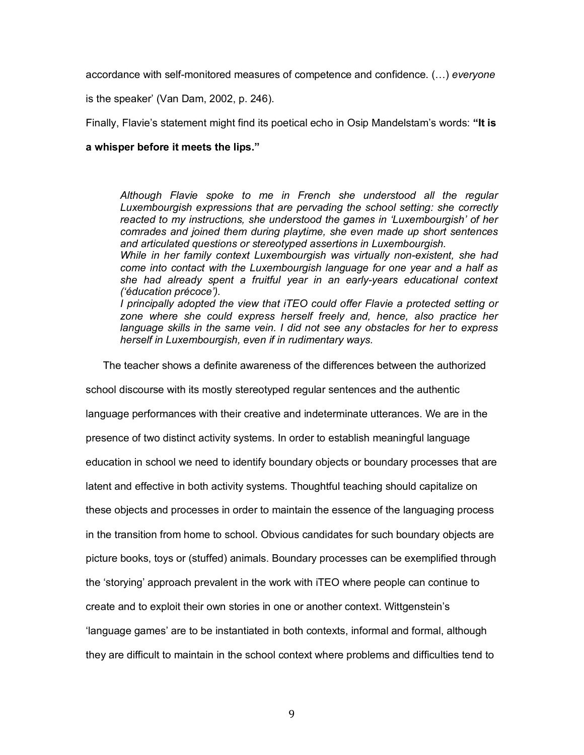accordance with self-monitored measures of competence and confidence. (…) *everyone* is the speaker' (Van Dam, 2002, p. 246).

Finally, Flavie's statement might find its poetical echo in Osip Mandelstam's words: **"It is a whisper before it meets the lips."**

> *Although Flavie spoke to me in French she understood all the regular Luxembourgish expressions that are pervading the school setting: she correctly reacted to my instructions, she understood the games in 'Luxembourgish' of her comrades and joined them during playtime, she even made up short sentences and articulated questions or stereotyped assertions in Luxembourgish.*
> *While in her family context Luxembourgish was virtually non-existent, she had come into contact with the Luxembourgish language for one year and a half as she had already spent a fruitful year in an early-years educational context ('éducation précoce').*
> *I principally adopted the view that iTEO could offer Flavie a protected setting or zone where she could express herself freely and, hence, also practice her language skills in the same vein. I did not see any obstacles for her to express herself in Luxembourgish, even if in rudimentary ways.*

The teacher shows a definite awareness of the differences between the authorized school discourse with its mostly stereotyped regular sentences and the authentic language performances with their creative and indeterminate utterances. We are in the presence of two distinct activity systems. In order to establish meaningful language education in school we need to identify boundary objects or boundary processes that are latent and effective in both activity systems. Thoughtful teaching should capitalize on these objects and processes in order to maintain the essence of the languaging process in the transition from home to school. Obvious candidates for such boundary objects are picture books, toys or (stuffed) animals. Boundary processes can be exemplified through the 'storying' approach prevalent in the work with iTEO where people can continue to create and to exploit their own stories in one or another context. Wittgenstein's 'language games' are to be instantiated in both contexts, informal and formal, although they are difficult to maintain in the school context where problems and difficulties tend to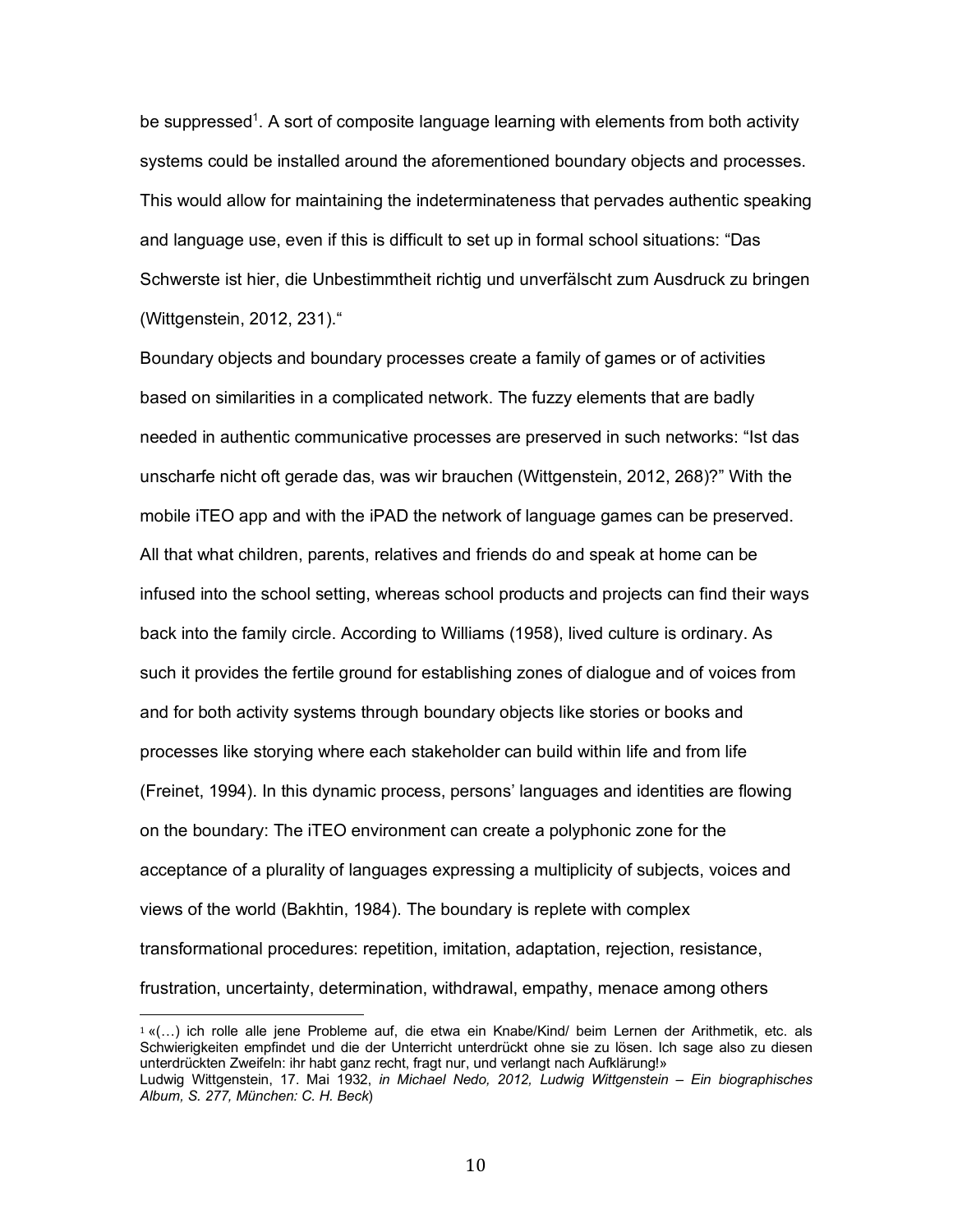be suppressed[1]. A sort of composite language learning with elements from both activity systems could be installed around the aforementioned boundary objects and processes. This would allow for maintaining the indeterminateness that pervades authentic speaking and language use, even if this is difficult to set up in formal school situations: "Das Schwerste ist hier, die Unbestimmtheit richtig und unverfälscht zum Ausdruck zu bringen (Wittgenstein, 2012, 231)."

Boundary objects and boundary processes create a family of games or of activities based on similarities in a complicated network. The fuzzy elements that are badly needed in authentic communicative processes are preserved in such networks: "Ist das unscharfe nicht oft gerade das, was wir brauchen (Wittgenstein, 2012, 268)?" With the mobile iTEO app and with the iPAD the network of language games can be preserved. All that what children, parents, relatives and friends do and speak at home can be infused into the school setting, whereas school products and projects can find their ways back into the family circle. According to Williams (1958), lived culture is ordinary. As such it provides the fertile ground for establishing zones of dialogue and of voices from and for both activity systems through boundary objects like stories or books and processes like storying where each stakeholder can build within life and from life (Freinet, 1994). In this dynamic process, persons' languages and identities are flowing on the boundary: The iTEO environment can create a polyphonic zone for the acceptance of a plurality of languages expressing a multiplicity of subjects, voices and views of the world (Bakhtin, 1984). The boundary is replete with complex transformational procedures: repetition, imitation, adaptation, rejection, resistance, frustration, uncertainty, determination, withdrawal, empathy, menace among others

---

[1] «(…) ich rolle alle jene Probleme auf, die etwa ein Knabe/Kind/ beim Lernen der Arithmetik, etc. als Schwierigkeiten empfindet und die der Unterricht unterdrückt ohne sie zu lösen. Ich sage also zu diesen unterdrückten Zweifeln: ihr habt ganz recht, fragt nur, und verlangt nach Aufklärung!»
Ludwig Wittgenstein, 17. Mai 1932, *in Michael Nedo, 2012, Ludwig Wittgenstein – Ein biographisches Album, S. 277, München: C. H. Beck*)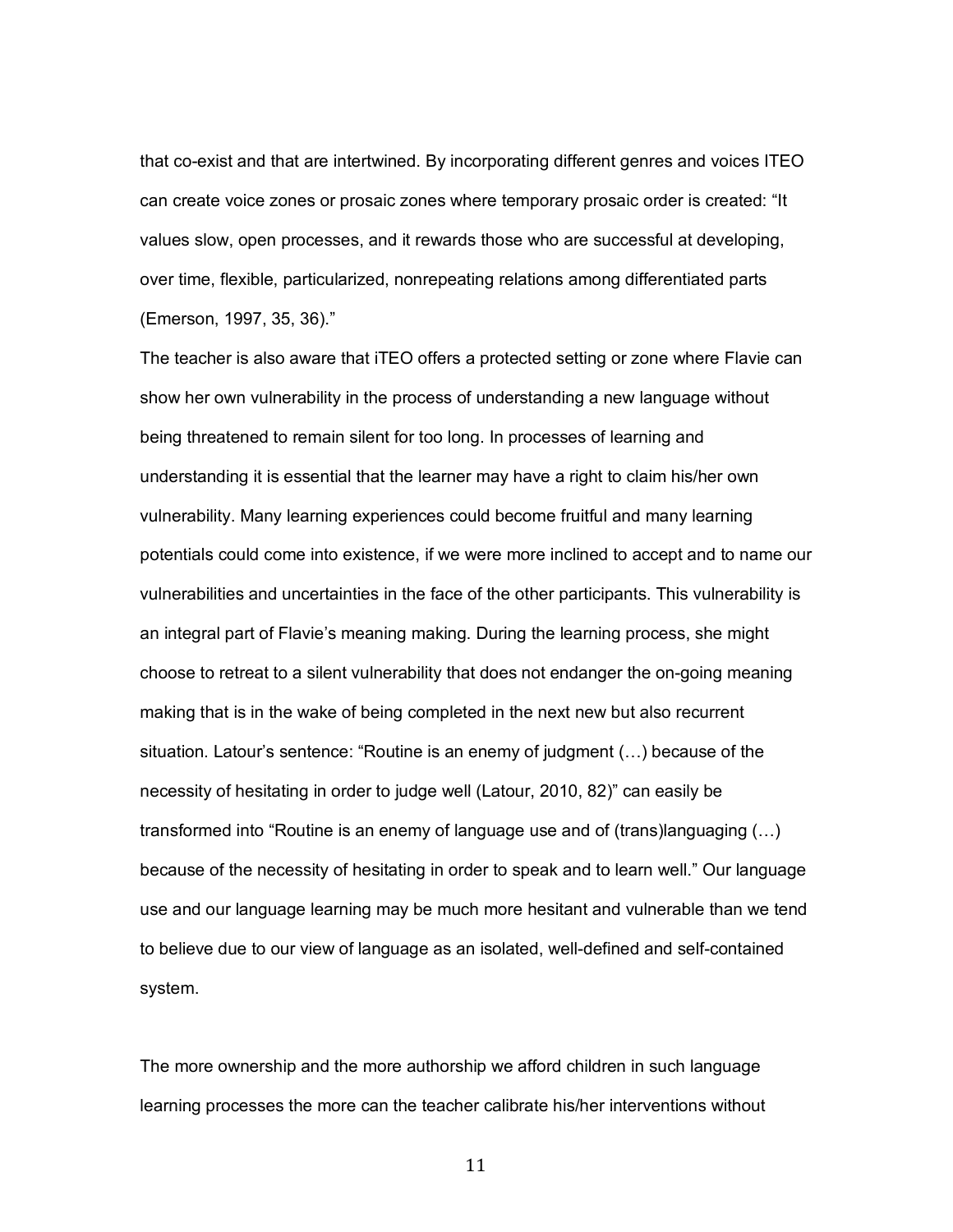that co-exist and that are intertwined. By incorporating different genres and voices ITEO can create voice zones or prosaic zones where temporary prosaic order is created: "It values slow, open processes, and it rewards those who are successful at developing, over time, flexible, particularized, nonrepeating relations among differentiated parts (Emerson, 1997, 35, 36)."

The teacher is also aware that iTEO offers a protected setting or zone where Flavie can show her own vulnerability in the process of understanding a new language without being threatened to remain silent for too long. In processes of learning and understanding it is essential that the learner may have a right to claim his/her own vulnerability. Many learning experiences could become fruitful and many learning potentials could come into existence, if we were more inclined to accept and to name our vulnerabilities and uncertainties in the face of the other participants. This vulnerability is an integral part of Flavie's meaning making. During the learning process, she might choose to retreat to a silent vulnerability that does not endanger the on-going meaning making that is in the wake of being completed in the next new but also recurrent situation. Latour's sentence: "Routine is an enemy of judgment (…) because of the necessity of hesitating in order to judge well (Latour, 2010, 82)" can easily be transformed into "Routine is an enemy of language use and of (trans)languaging (…) because of the necessity of hesitating in order to speak and to learn well." Our language use and our language learning may be much more hesitant and vulnerable than we tend to believe due to our view of language as an isolated, well-defined and self-contained system.

The more ownership and the more authorship we afford children in such language learning processes the more can the teacher calibrate his/her interventions without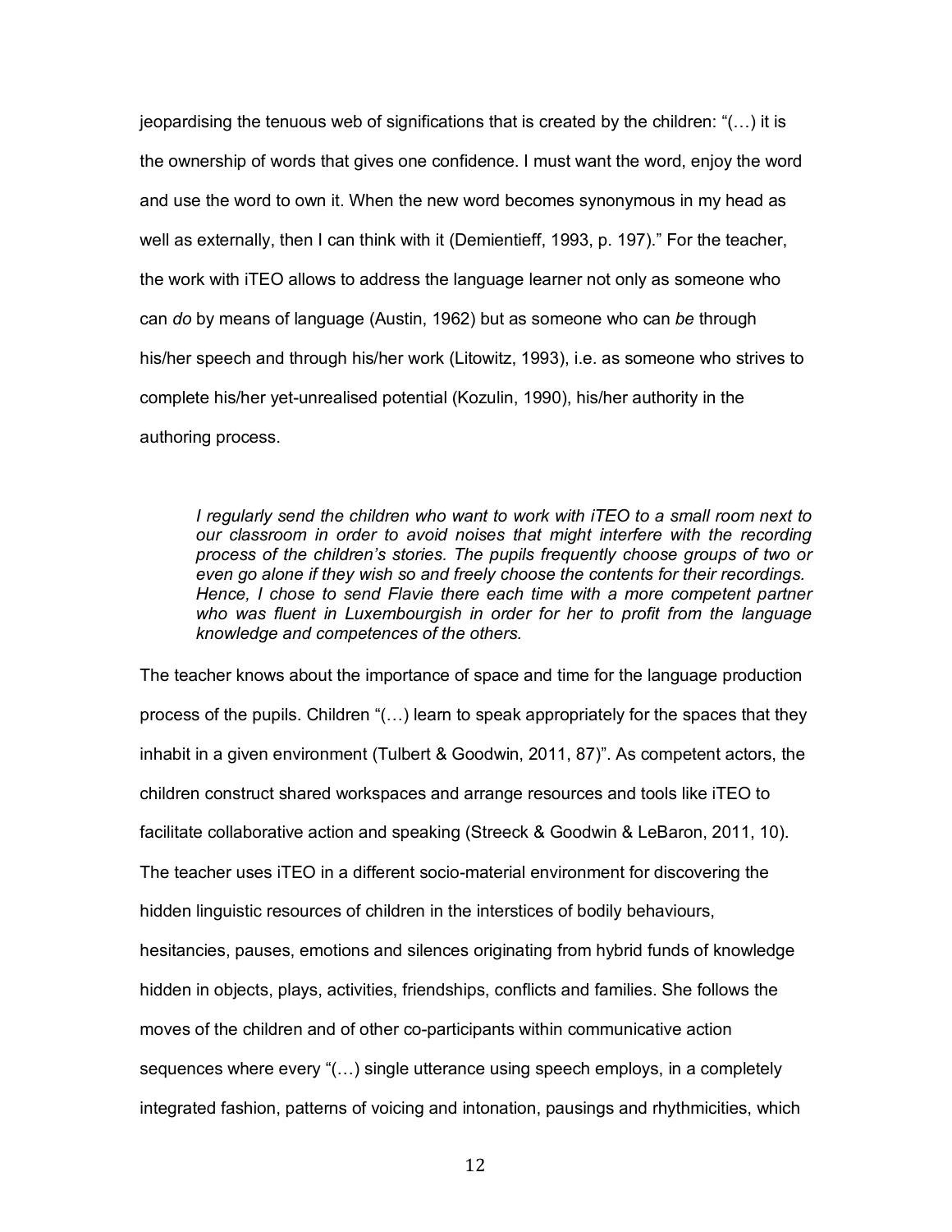jeopardising the tenuous web of significations that is created by the children: "(…) it is the ownership of words that gives one confidence. I must want the word, enjoy the word and use the word to own it. When the new word becomes synonymous in my head as well as externally, then I can think with it (Demientieff, 1993, p. 197)." For the teacher, the work with iTEO allows to address the language learner not only as someone who can *do* by means of language (Austin, 1962) but as someone who can *be* through his/her speech and through his/her work (Litowitz, 1993), i.e. as someone who strives to complete his/her yet-unrealised potential (Kozulin, 1990), his/her authority in the authoring process.

> *I regularly send the children who want to work with iTEO to a small room next to our classroom in order to avoid noises that might interfere with the recording process of the children's stories. The pupils frequently choose groups of two or even go alone if they wish so and freely choose the contents for their recordings. Hence, I chose to send Flavie there each time with a more competent partner who was fluent in Luxembourgish in order for her to profit from the language knowledge and competences of the others.*

The teacher knows about the importance of space and time for the language production process of the pupils. Children "(…) learn to speak appropriately for the spaces that they inhabit in a given environment (Tulbert & Goodwin, 2011, 87)". As competent actors, the children construct shared workspaces and arrange resources and tools like iTEO to facilitate collaborative action and speaking (Streeck & Goodwin & LeBaron, 2011, 10). The teacher uses iTEO in a different socio-material environment for discovering the hidden linguistic resources of children in the interstices of bodily behaviours, hesitancies, pauses, emotions and silences originating from hybrid funds of knowledge hidden in objects, plays, activities, friendships, conflicts and families. She follows the moves of the children and of other co-participants within communicative action sequences where every "(…) single utterance using speech employs, in a completely integrated fashion, patterns of voicing and intonation, pausings and rhythmicities, which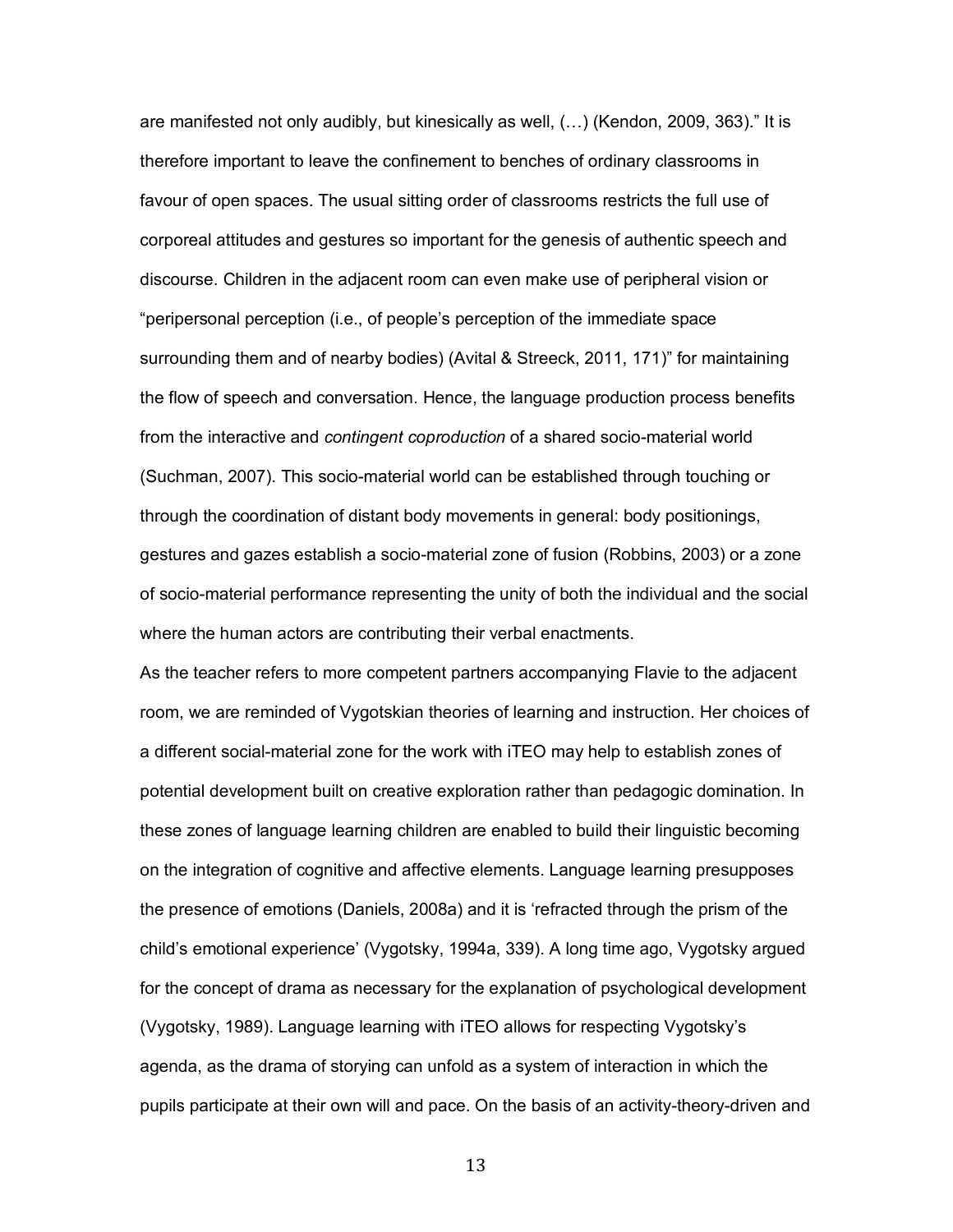are manifested not only audibly, but kinesically as well, (…) (Kendon, 2009, 363).” It is therefore important to leave the confinement to benches of ordinary classrooms in favour of open spaces. The usual sitting order of classrooms restricts the full use of corporeal attitudes and gestures so important for the genesis of authentic speech and discourse. Children in the adjacent room can even make use of peripheral vision or “peripersonal perception (i.e., of people’s perception of the immediate space surrounding them and of nearby bodies) (Avital & Streeck, 2011, 171)” for maintaining the flow of speech and conversation. Hence, the language production process benefits from the interactive and *contingent coproduction* of a shared socio-material world (Suchman, 2007). This socio-material world can be established through touching or through the coordination of distant body movements in general: body positionings, gestures and gazes establish a socio-material zone of fusion (Robbins, 2003) or a zone of socio-material performance representing the unity of both the individual and the social where the human actors are contributing their verbal enactments.

As the teacher refers to more competent partners accompanying Flavie to the adjacent room, we are reminded of Vygotskian theories of learning and instruction. Her choices of a different social-material zone for the work with iTEO may help to establish zones of potential development built on creative exploration rather than pedagogic domination. In these zones of language learning children are enabled to build their linguistic becoming on the integration of cognitive and affective elements. Language learning presupposes the presence of emotions (Daniels, 2008a) and it is ‘refracted through the prism of the child’s emotional experience’ (Vygotsky, 1994a, 339). A long time ago, Vygotsky argued for the concept of drama as necessary for the explanation of psychological development (Vygotsky, 1989). Language learning with iTEO allows for respecting Vygotsky’s agenda, as the drama of storying can unfold as a system of interaction in which the pupils participate at their own will and pace. On the basis of an activity-theory-driven and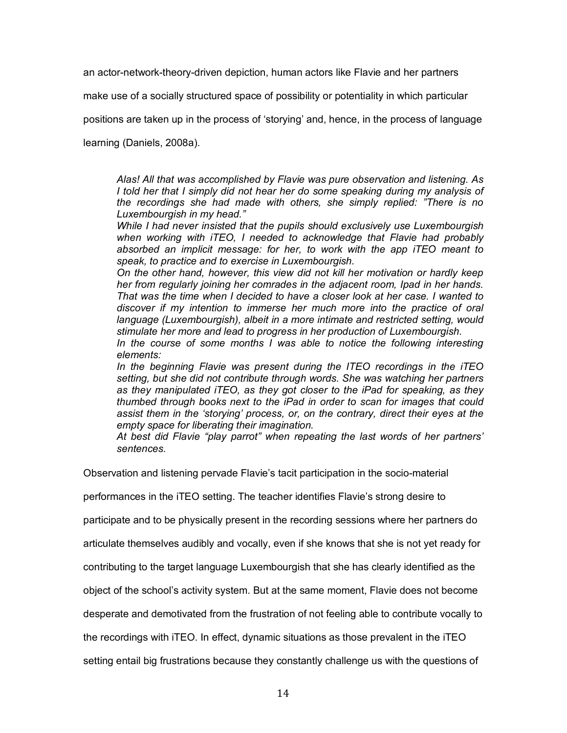an actor-network-theory-driven depiction, human actors like Flavie and her partners make use of a socially structured space of possibility or potentiality in which particular positions are taken up in the process of 'storying' and, hence, in the process of language learning (Daniels, 2008a).

> *Alas! All that was accomplished by Flavie was pure observation and listening. As I told her that I simply did not hear her do some speaking during my analysis of the recordings she had made with others, she simply replied: "There is no Luxembourgish in my head."*
>
> *While I had never insisted that the pupils should exclusively use Luxembourgish when working with iTEO, I needed to acknowledge that Flavie had probably absorbed an implicit message: for her, to work with the app iTEO meant to speak, to practice and to exercise in Luxembourgish.*
>
> *On the other hand, however, this view did not kill her motivation or hardly keep her from regularly joining her comrades in the adjacent room, Ipad in her hands. That was the time when I decided to have a closer look at her case. I wanted to discover if my intention to immerse her much more into the practice of oral language (Luxembourgish), albeit in a more intimate and restricted setting, would stimulate her more and lead to progress in her production of Luxembourgish.*
>
> *In the course of some months I was able to notice the following interesting elements:*
>
> *In the beginning Flavie was present during the ITEO recordings in the iTEO setting, but she did not contribute through words. She was watching her partners as they manipulated iTEO, as they got closer to the iPad for speaking, as they thumbed through books next to the iPad in order to scan for images that could assist them in the 'storying' process, or, on the contrary, direct their eyes at the empty space for liberating their imagination.*
>
> *At best did Flavie "play parrot" when repeating the last words of her partners' sentences.*

Observation and listening pervade Flavie's tacit participation in the socio-material performances in the iTEO setting. The teacher identifies Flavie's strong desire to participate and to be physically present in the recording sessions where her partners do articulate themselves audibly and vocally, even if she knows that she is not yet ready for contributing to the target language Luxembourgish that she has clearly identified as the object of the school's activity system. But at the same moment, Flavie does not become desperate and demotivated from the frustration of not feeling able to contribute vocally to the recordings with iTEO. In effect, dynamic situations as those prevalent in the iTEO setting entail big frustrations because they constantly challenge us with the questions of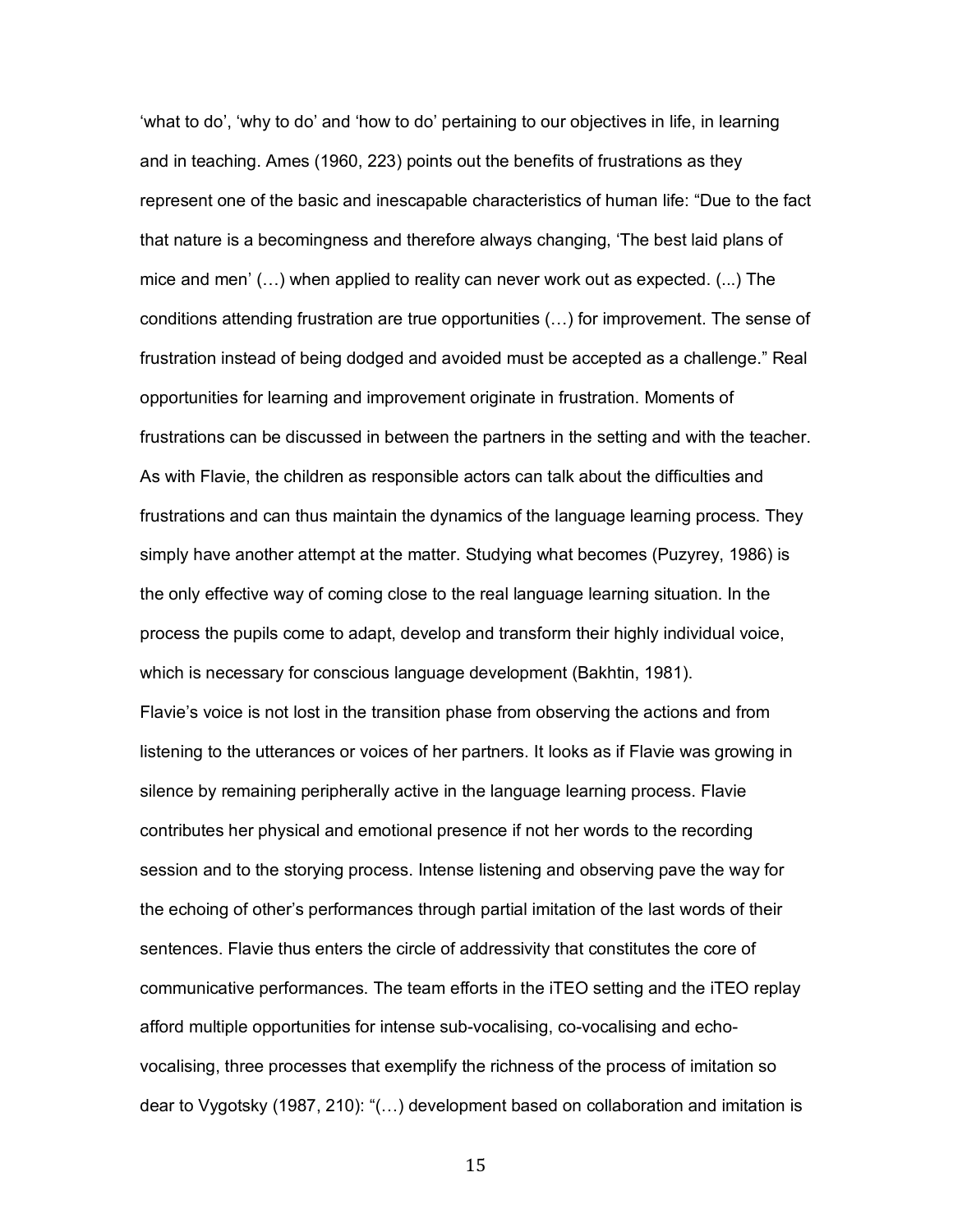‘what to do’, ‘why to do’ and ‘how to do’ pertaining to our objectives in life, in learning and in teaching. Ames (1960, 223) points out the benefits of frustrations as they represent one of the basic and inescapable characteristics of human life: “Due to the fact that nature is a becomingness and therefore always changing, ‘The best laid plans of mice and men’ (…) when applied to reality can never work out as expected. (...) The conditions attending frustration are true opportunities (…) for improvement. The sense of frustration instead of being dodged and avoided must be accepted as a challenge.” Real opportunities for learning and improvement originate in frustration. Moments of frustrations can be discussed in between the partners in the setting and with the teacher. As with Flavie, the children as responsible actors can talk about the difficulties and frustrations and can thus maintain the dynamics of the language learning process. They simply have another attempt at the matter. Studying what becomes (Puzyrey, 1986) is the only effective way of coming close to the real language learning situation. In the process the pupils come to adapt, develop and transform their highly individual voice, which is necessary for conscious language development (Bakhtin, 1981).

Flavie’s voice is not lost in the transition phase from observing the actions and from listening to the utterances or voices of her partners. It looks as if Flavie was growing in silence by remaining peripherally active in the language learning process. Flavie contributes her physical and emotional presence if not her words to the recording session and to the storying process. Intense listening and observing pave the way for the echoing of other’s performances through partial imitation of the last words of their sentences. Flavie thus enters the circle of addressivity that constitutes the core of communicative performances. The team efforts in the iTEO setting and the iTEO replay afford multiple opportunities for intense sub-vocalising, co-vocalising and echo-vocalising, three processes that exemplify the richness of the process of imitation so dear to Vygotsky (1987, 210): “(…) development based on collaboration and imitation is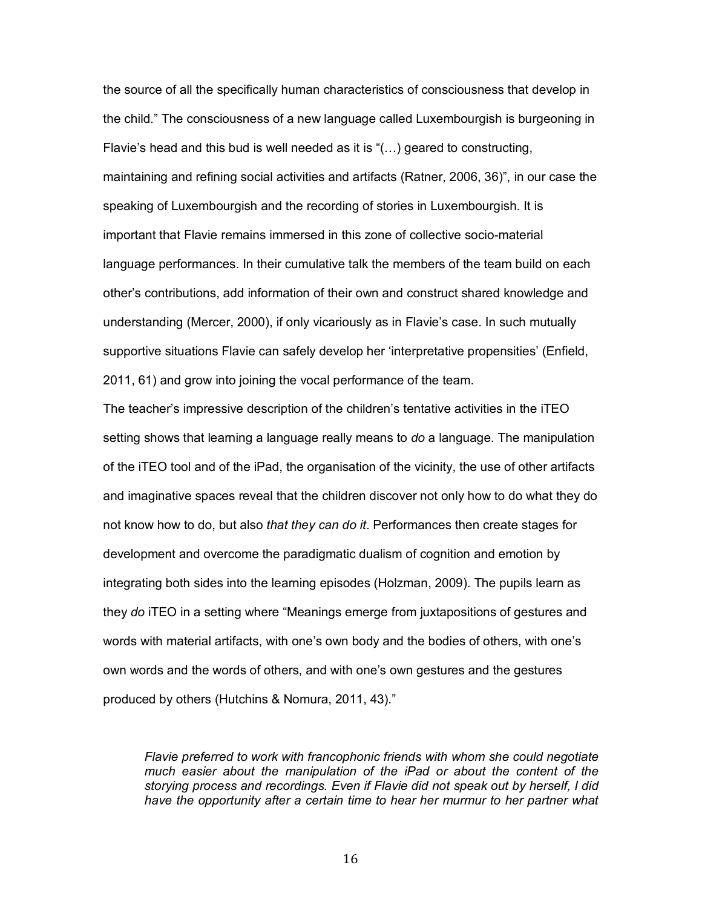the source of all the specifically human characteristics of consciousness that develop in the child." The consciousness of a new language called Luxembourgish is burgeoning in Flavie's head and this bud is well needed as it is "(…) geared to constructing, maintaining and refining social activities and artifacts (Ratner, 2006, 36)", in our case the speaking of Luxembourgish and the recording of stories in Luxembourgish. It is important that Flavie remains immersed in this zone of collective socio-material language performances. In their cumulative talk the members of the team build on each other's contributions, add information of their own and construct shared knowledge and understanding (Mercer, 2000), if only vicariously as in Flavie's case. In such mutually supportive situations Flavie can safely develop her 'interpretative propensities' (Enfield, 2011, 61) and grow into joining the vocal performance of the team.

The teacher's impressive description of the children's tentative activities in the iTEO setting shows that learning a language really means to *do* a language. The manipulation of the iTEO tool and of the iPad, the organisation of the vicinity, the use of other artifacts and imaginative spaces reveal that the children discover not only how to do what they do not know how to do, but also *that they can do it*. Performances then create stages for development and overcome the paradigmatic dualism of cognition and emotion by integrating both sides into the learning episodes (Holzman, 2009). The pupils learn as they *do* iTEO in a setting where "Meanings emerge from juxtapositions of gestures and words with material artifacts, with one's own body and the bodies of others, with one's own words and the words of others, and with one's own gestures and the gestures produced by others (Hutchins & Nomura, 2011, 43)."

> *Flavie preferred to work with francophonic friends with whom she could negotiate much easier about the manipulation of the iPad or about the content of the storying process and recordings. Even if Flavie did not speak out by herself, I did have the opportunity after a certain time to hear her murmur to her partner what*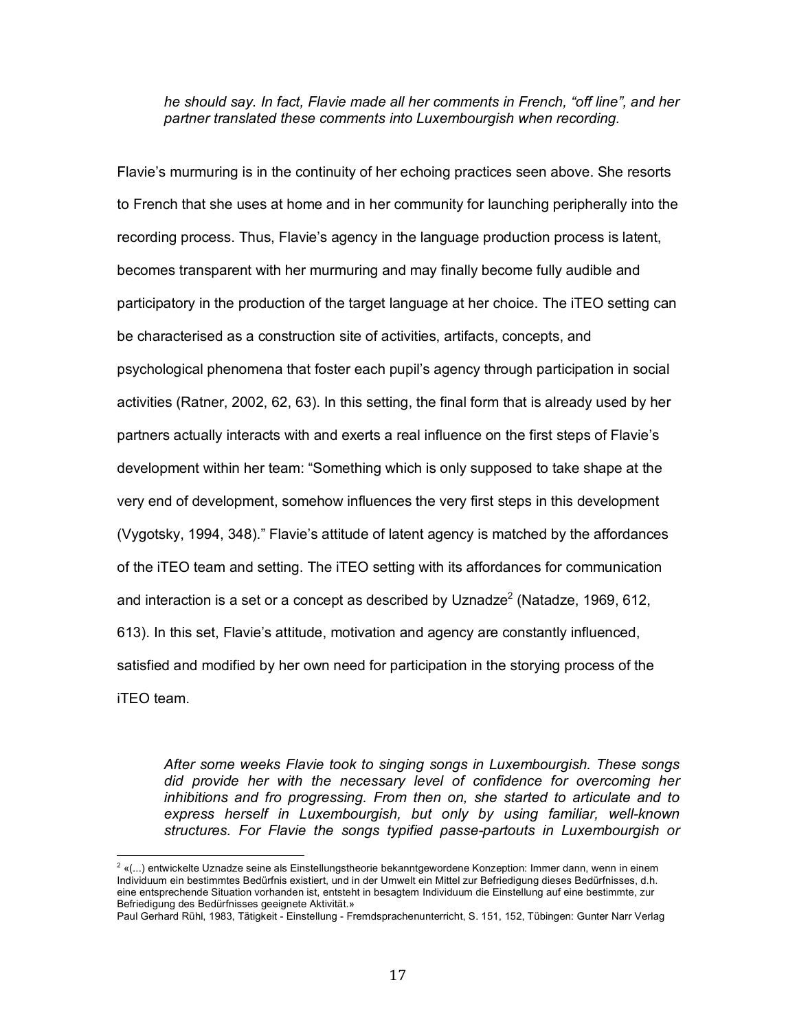*he should say. In fact, Flavie made all her comments in French, "off line", and her partner translated these comments into Luxembourgish when recording.*

Flavie's murmuring is in the continuity of her echoing practices seen above. She resorts to French that she uses at home and in her community for launching peripherally into the recording process. Thus, Flavie's agency in the language production process is latent, becomes transparent with her murmuring and may finally become fully audible and participatory in the production of the target language at her choice. The iTEO setting can be characterised as a construction site of activities, artifacts, concepts, and psychological phenomena that foster each pupil's agency through participation in social activities (Ratner, 2002, 62, 63). In this setting, the final form that is already used by her partners actually interacts with and exerts a real influence on the first steps of Flavie's development within her team: "Something which is only supposed to take shape at the very end of development, somehow influences the very first steps in this development (Vygotsky, 1994, 348)." Flavie's attitude of latent agency is matched by the affordances of the iTEO team and setting. The iTEO setting with its affordances for communication and interaction is a set or a concept as described by Uznadze[2] (Natadze, 1969, 612, 613). In this set, Flavie's attitude, motivation and agency are constantly influenced, satisfied and modified by her own need for participation in the storying process of the iTEO team.

*After some weeks Flavie took to singing songs in Luxembourgish. These songs did provide her with the necessary level of confidence for overcoming her inhibitions and fro progressing. From then on, she started to articulate and to express herself in Luxembourgish, but only by using familiar, well-known structures. For Flavie the songs typified passe-partouts in Luxembourgish or*

---

[2] «(...) entwickelte Uznadze seine als Einstellungstheorie bekanntgewordene Konzeption: Immer dann, wenn in einem Individuum ein bestimmtes Bedürfnis existiert, und in der Umwelt ein Mittel zur Befriedigung dieses Bedürfnisses, d.h. eine entsprechende Situation vorhanden ist, entsteht in besagtem Individuum die Einstellung auf eine bestimmte, zur Befriedigung des Bedürfnisses geeignete Aktivität.»
Paul Gerhard Rühl, 1983, Tätigkeit - Einstellung - Fremdsprachenunterricht, S. 151, 152, Tübingen: Gunter Narr Verlag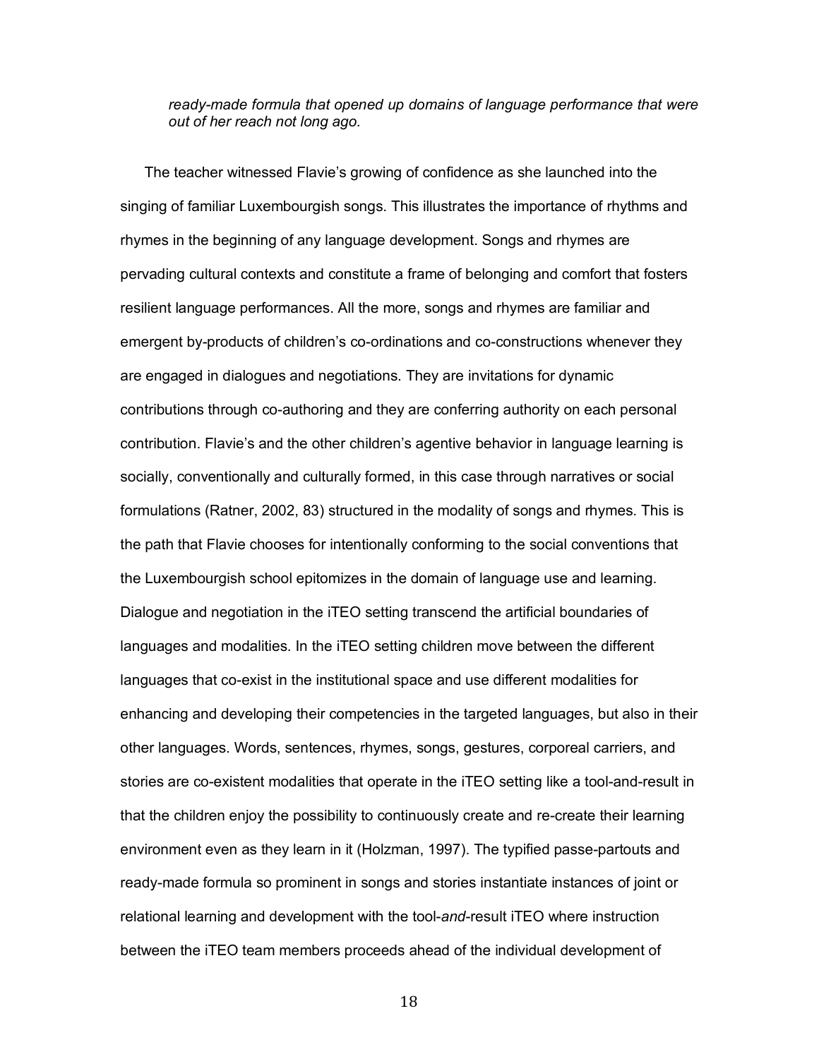*ready-made formula that opened up domains of language performance that were out of her reach not long ago.*

The teacher witnessed Flavie's growing of confidence as she launched into the singing of familiar Luxembourgish songs. This illustrates the importance of rhythms and rhymes in the beginning of any language development. Songs and rhymes are pervading cultural contexts and constitute a frame of belonging and comfort that fosters resilient language performances. All the more, songs and rhymes are familiar and emergent by-products of children's co-ordinations and co-constructions whenever they are engaged in dialogues and negotiations. They are invitations for dynamic contributions through co-authoring and they are conferring authority on each personal contribution. Flavie's and the other children's agentive behavior in language learning is socially, conventionally and culturally formed, in this case through narratives or social formulations (Ratner, 2002, 83) structured in the modality of songs and rhymes. This is the path that Flavie chooses for intentionally conforming to the social conventions that the Luxembourgish school epitomizes in the domain of language use and learning. Dialogue and negotiation in the iTEO setting transcend the artificial boundaries of languages and modalities. In the iTEO setting children move between the different languages that co-exist in the institutional space and use different modalities for enhancing and developing their competencies in the targeted languages, but also in their other languages. Words, sentences, rhymes, songs, gestures, corporeal carriers, and stories are co-existent modalities that operate in the iTEO setting like a tool-and-result in that the children enjoy the possibility to continuously create and re-create their learning environment even as they learn in it (Holzman, 1997). The typified passe-partouts and ready-made formula so prominent in songs and stories instantiate instances of joint or relational learning and development with the tool-*and*-result iTEO where instruction between the iTEO team members proceeds ahead of the individual development of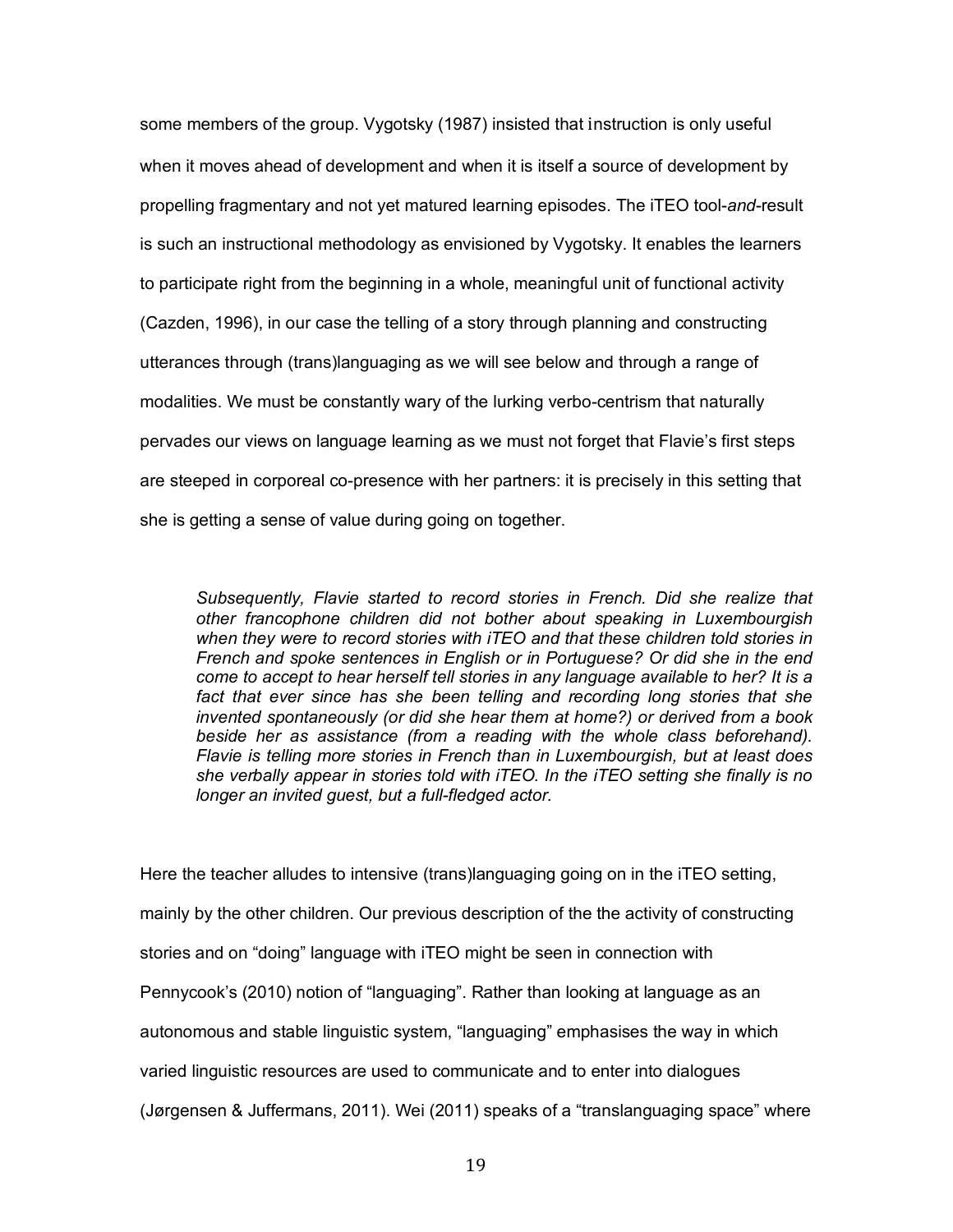some members of the group. Vygotsky (1987) insisted that instruction is only useful when it moves ahead of development and when it is itself a source of development by propelling fragmentary and not yet matured learning episodes. The iTEO tool-*and*-result is such an instructional methodology as envisioned by Vygotsky. It enables the learners to participate right from the beginning in a whole, meaningful unit of functional activity (Cazden, 1996), in our case the telling of a story through planning and constructing utterances through (trans)languaging as we will see below and through a range of modalities. We must be constantly wary of the lurking verbo-centrism that naturally pervades our views on language learning as we must not forget that Flavie's first steps are steeped in corporeal co-presence with her partners: it is precisely in this setting that she is getting a sense of value during going on together.

> *Subsequently, Flavie started to record stories in French. Did she realize that other francophone children did not bother about speaking in Luxembourgish when they were to record stories with iTEO and that these children told stories in French and spoke sentences in English or in Portuguese? Or did she in the end come to accept to hear herself tell stories in any language available to her? It is a fact that ever since has she been telling and recording long stories that she invented spontaneously (or did she hear them at home?) or derived from a book beside her as assistance (from a reading with the whole class beforehand). Flavie is telling more stories in French than in Luxembourgish, but at least does she verbally appear in stories told with iTEO. In the iTEO setting she finally is no longer an invited guest, but a full-fledged actor.*

Here the teacher alludes to intensive (trans)languaging going on in the iTEO setting, mainly by the other children. Our previous description of the the activity of constructing stories and on "doing" language with iTEO might be seen in connection with Pennycook's (2010) notion of "languaging". Rather than looking at language as an autonomous and stable linguistic system, "languaging" emphasises the way in which varied linguistic resources are used to communicate and to enter into dialogues (Jørgensen & Juffermans, 2011). Wei (2011) speaks of a "translanguaging space" where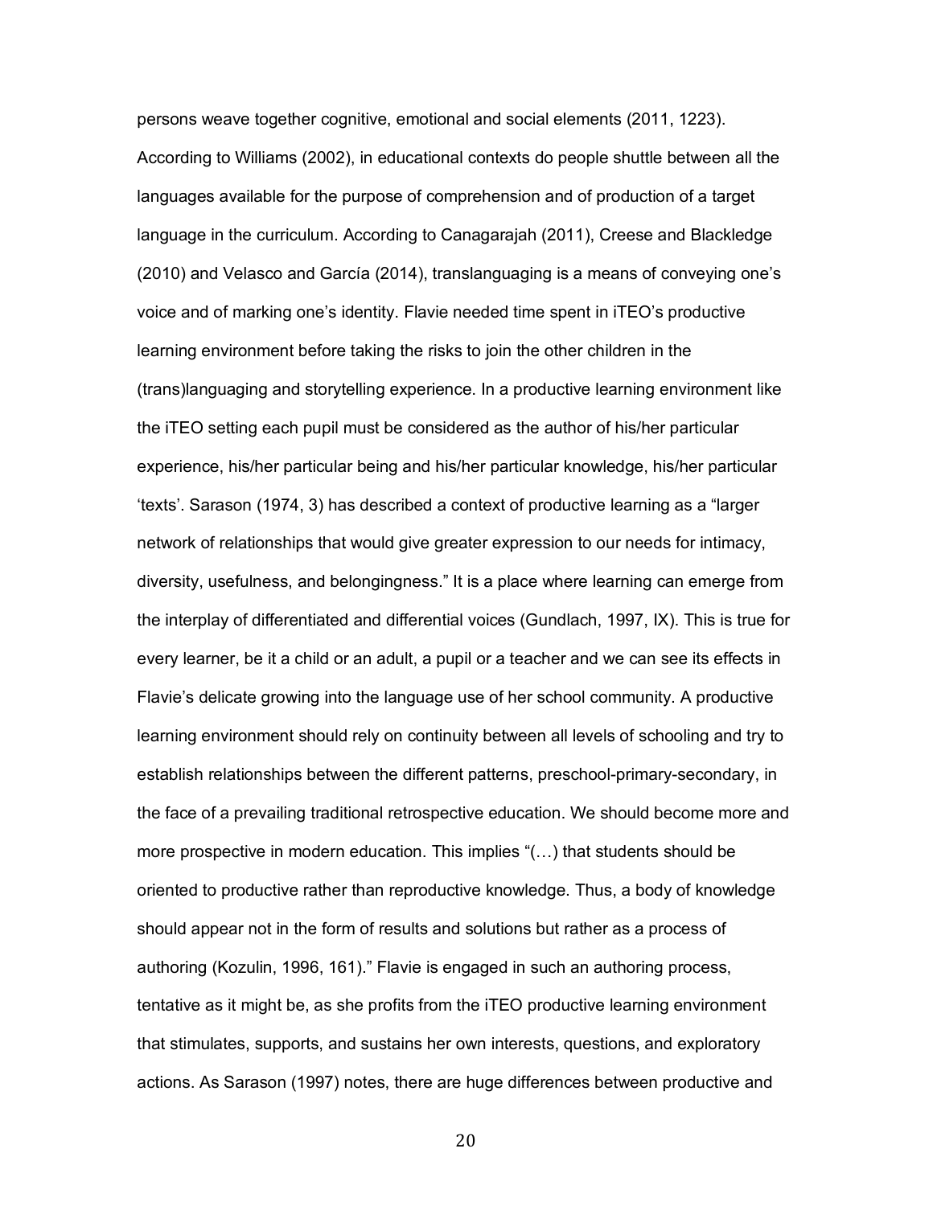persons weave together cognitive, emotional and social elements (2011, 1223). According to Williams (2002), in educational contexts do people shuttle between all the languages available for the purpose of comprehension and of production of a target language in the curriculum. According to Canagarajah (2011), Creese and Blackledge (2010) and Velasco and García (2014), translanguaging is a means of conveying one's voice and of marking one's identity. Flavie needed time spent in iTEO's productive learning environment before taking the risks to join the other children in the (trans)languaging and storytelling experience. In a productive learning environment like the iTEO setting each pupil must be considered as the author of his/her particular experience, his/her particular being and his/her particular knowledge, his/her particular 'texts'. Sarason (1974, 3) has described a context of productive learning as a "larger network of relationships that would give greater expression to our needs for intimacy, diversity, usefulness, and belongingness." It is a place where learning can emerge from the interplay of differentiated and differential voices (Gundlach, 1997, IX). This is true for every learner, be it a child or an adult, a pupil or a teacher and we can see its effects in Flavie's delicate growing into the language use of her school community. A productive learning environment should rely on continuity between all levels of schooling and try to establish relationships between the different patterns, preschool-primary-secondary, in the face of a prevailing traditional retrospective education. We should become more and more prospective in modern education. This implies "(…) that students should be oriented to productive rather than reproductive knowledge. Thus, a body of knowledge should appear not in the form of results and solutions but rather as a process of authoring (Kozulin, 1996, 161)." Flavie is engaged in such an authoring process, tentative as it might be, as she profits from the iTEO productive learning environment that stimulates, supports, and sustains her own interests, questions, and exploratory actions. As Sarason (1997) notes, there are huge differences between productive and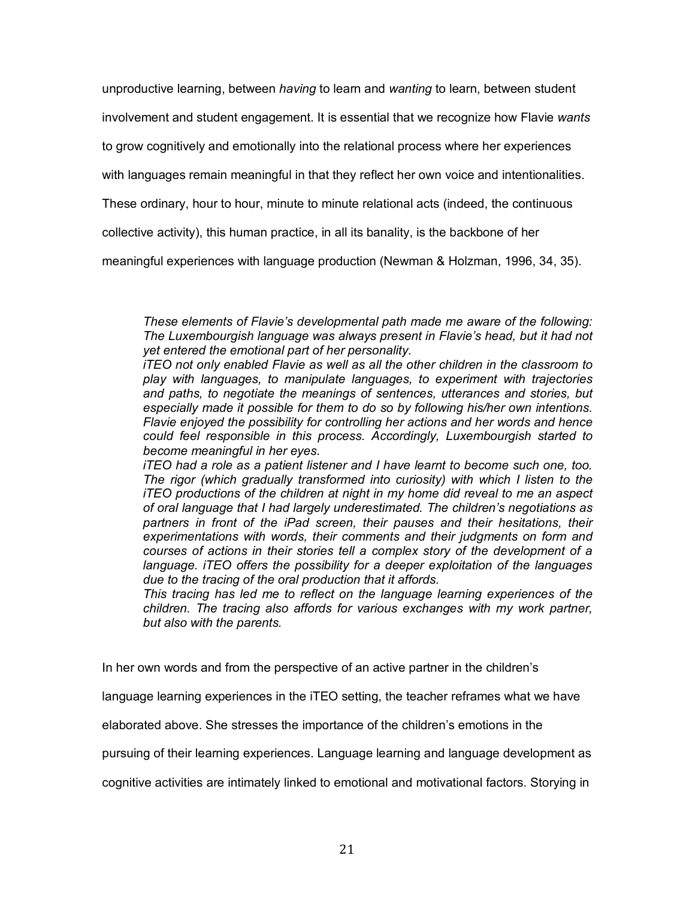unproductive learning, between *having* to learn and *wanting* to learn, between student involvement and student engagement. It is essential that we recognize how Flavie *wants* to grow cognitively and emotionally into the relational process where her experiences with languages remain meaningful in that they reflect her own voice and intentionalities. These ordinary, hour to hour, minute to minute relational acts (indeed, the continuous collective activity), this human practice, in all its banality, is the backbone of her meaningful experiences with language production (Newman & Holzman, 1996, 34, 35).

> *These elements of Flavie's developmental path made me aware of the following: The Luxembourgish language was always present in Flavie's head, but it had not yet entered the emotional part of her personality.*
>
> *iTEO not only enabled Flavie as well as all the other children in the classroom to play with languages, to manipulate languages, to experiment with trajectories and paths, to negotiate the meanings of sentences, utterances and stories, but especially made it possible for them to do so by following his/her own intentions. Flavie enjoyed the possibility for controlling her actions and her words and hence could feel responsible in this process. Accordingly, Luxembourgish started to become meaningful in her eyes.*
>
> *iTEO had a role as a patient listener and I have learnt to become such one, too. The rigor (which gradually transformed into curiosity) with which I listen to the iTEO productions of the children at night in my home did reveal to me an aspect of oral language that I had largely underestimated. The children's negotiations as partners in front of the iPad screen, their pauses and their hesitations, their experimentations with words, their comments and their judgments on form and courses of actions in their stories tell a complex story of the development of a language. iTEO offers the possibility for a deeper exploitation of the languages due to the tracing of the oral production that it affords.*
>
> *This tracing has led me to reflect on the language learning experiences of the children. The tracing also affords for various exchanges with my work partner, but also with the parents.*

In her own words and from the perspective of an active partner in the children's language learning experiences in the iTEO setting, the teacher reframes what we have elaborated above. She stresses the importance of the children's emotions in the pursuing of their learning experiences. Language learning and language development as cognitive activities are intimately linked to emotional and motivational factors. Storying in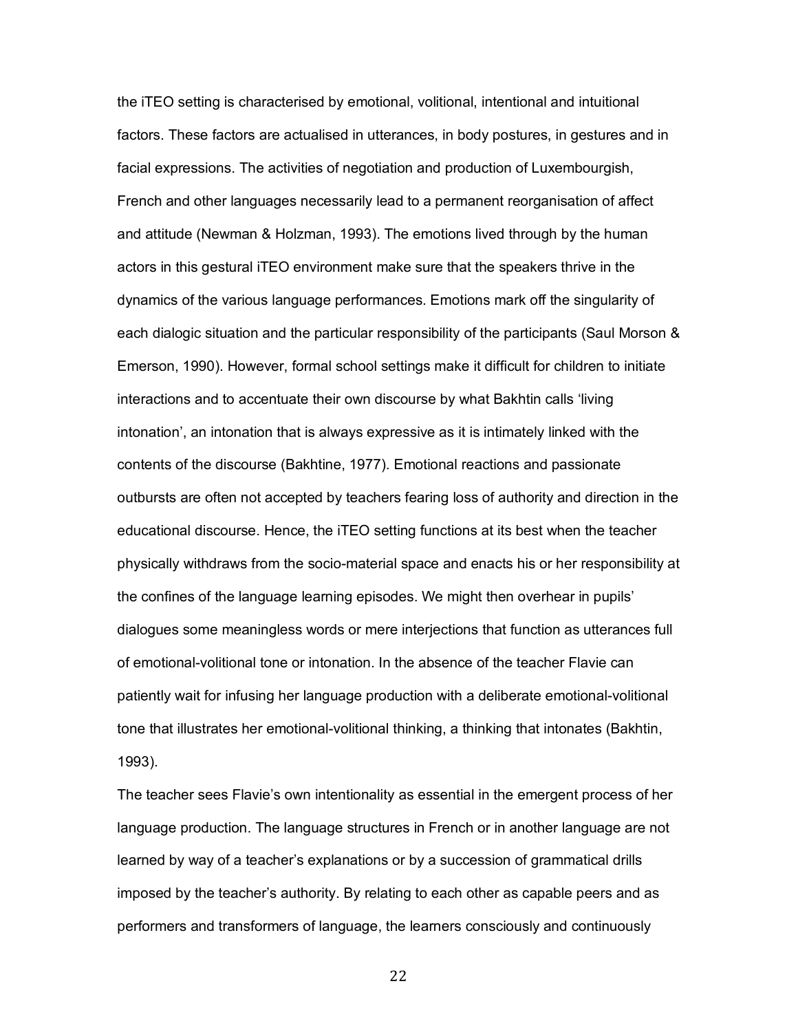the iTEO setting is characterised by emotional, volitional, intentional and intuitional factors. These factors are actualised in utterances, in body postures, in gestures and in facial expressions. The activities of negotiation and production of Luxembourgish, French and other languages necessarily lead to a permanent reorganisation of affect and attitude (Newman & Holzman, 1993). The emotions lived through by the human actors in this gestural iTEO environment make sure that the speakers thrive in the dynamics of the various language performances. Emotions mark off the singularity of each dialogic situation and the particular responsibility of the participants (Saul Morson & Emerson, 1990). However, formal school settings make it difficult for children to initiate interactions and to accentuate their own discourse by what Bakhtin calls 'living intonation', an intonation that is always expressive as it is intimately linked with the contents of the discourse (Bakhtine, 1977). Emotional reactions and passionate outbursts are often not accepted by teachers fearing loss of authority and direction in the educational discourse. Hence, the iTEO setting functions at its best when the teacher physically withdraws from the socio-material space and enacts his or her responsibility at the confines of the language learning episodes. We might then overhear in pupils' dialogues some meaningless words or mere interjections that function as utterances full of emotional-volitional tone or intonation. In the absence of the teacher Flavie can patiently wait for infusing her language production with a deliberate emotional-volitional tone that illustrates her emotional-volitional thinking, a thinking that intonates (Bakhtin, 1993).

The teacher sees Flavie's own intentionality as essential in the emergent process of her language production. The language structures in French or in another language are not learned by way of a teacher's explanations or by a succession of grammatical drills imposed by the teacher's authority. By relating to each other as capable peers and as performers and transformers of language, the learners consciously and continuously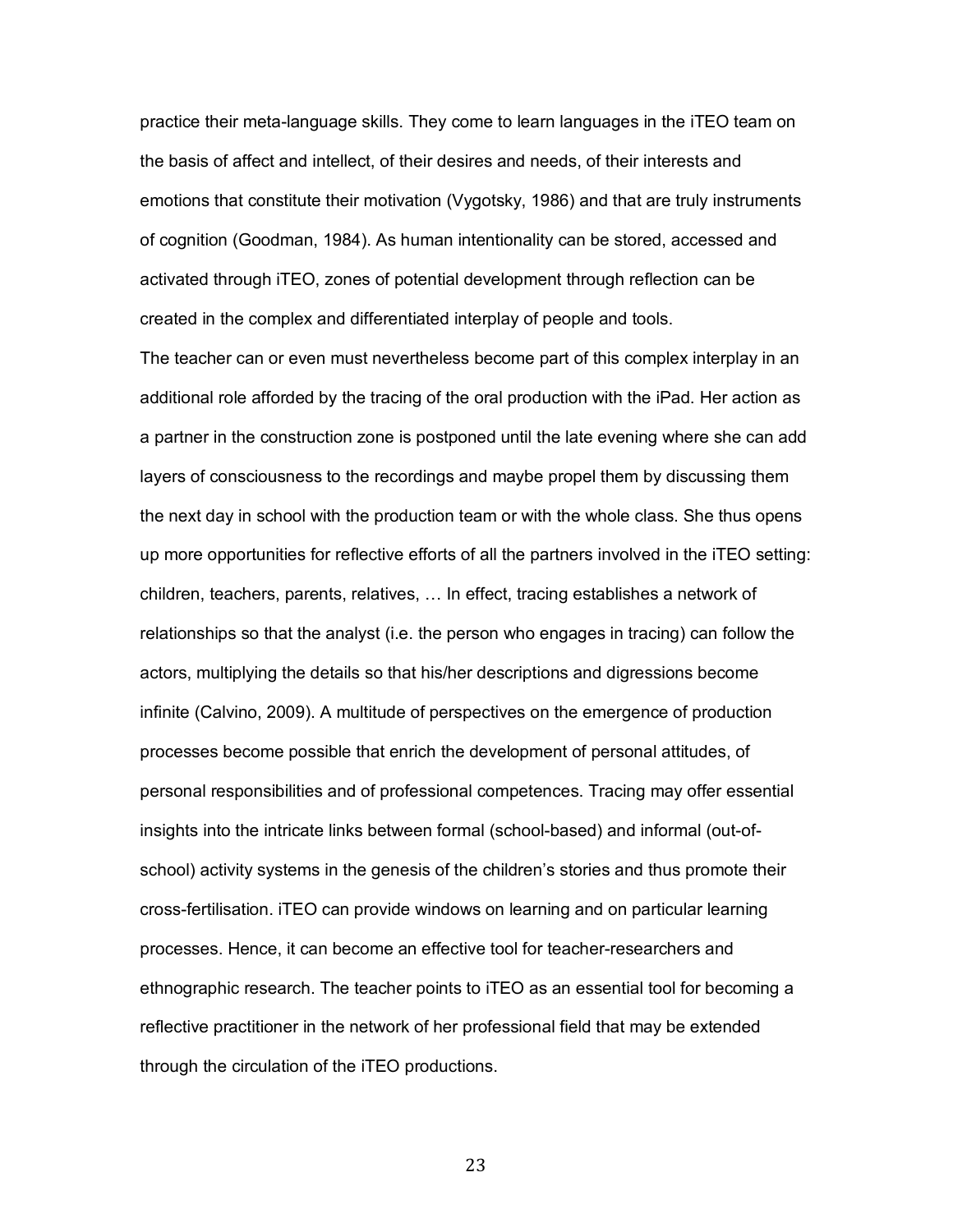practice their meta-language skills. They come to learn languages in the iTEO team on the basis of affect and intellect, of their desires and needs, of their interests and emotions that constitute their motivation (Vygotsky, 1986) and that are truly instruments of cognition (Goodman, 1984). As human intentionality can be stored, accessed and activated through iTEO, zones of potential development through reflection can be created in the complex and differentiated interplay of people and tools.

The teacher can or even must nevertheless become part of this complex interplay in an additional role afforded by the tracing of the oral production with the iPad. Her action as a partner in the construction zone is postponed until the late evening where she can add layers of consciousness to the recordings and maybe propel them by discussing them the next day in school with the production team or with the whole class. She thus opens up more opportunities for reflective efforts of all the partners involved in the iTEO setting: children, teachers, parents, relatives, … In effect, tracing establishes a network of relationships so that the analyst (i.e. the person who engages in tracing) can follow the actors, multiplying the details so that his/her descriptions and digressions become infinite (Calvino, 2009). A multitude of perspectives on the emergence of production processes become possible that enrich the development of personal attitudes, of personal responsibilities and of professional competences. Tracing may offer essential insights into the intricate links between formal (school-based) and informal (out-of-school) activity systems in the genesis of the children's stories and thus promote their cross-fertilisation. iTEO can provide windows on learning and on particular learning processes. Hence, it can become an effective tool for teacher-researchers and ethnographic research. The teacher points to iTEO as an essential tool for becoming a reflective practitioner in the network of her professional field that may be extended through the circulation of the iTEO productions.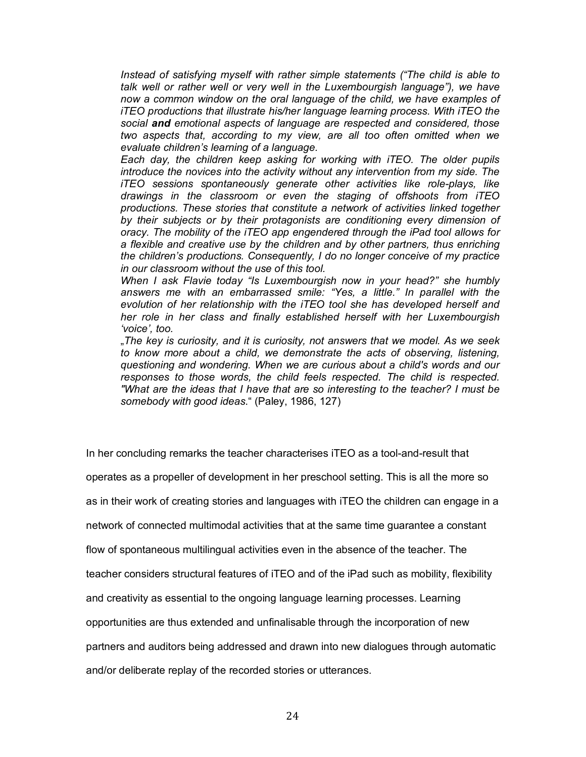> *Instead of satisfying myself with rather simple statements ("The child is able to talk well or rather well or very well in the Luxembourgish language"), we have now a common window on the oral language of the child, we have examples of iTEO productions that illustrate his/her language learning process. With iTEO the social* ***and*** *emotional aspects of language are respected and considered, those two aspects that, according to my view, are all too often omitted when we evaluate children's learning of a language.*
>
> *Each day, the children keep asking for working with iTEO. The older pupils introduce the novices into the activity without any intervention from my side. The iTEO sessions spontaneously generate other activities like role-plays, like drawings in the classroom or even the staging of offshoots from iTEO productions. These stories that constitute a network of activities linked together by their subjects or by their protagonists are conditioning every dimension of oracy. The mobility of the iTEO app engendered through the iPad tool allows for a flexible and creative use by the children and by other partners, thus enriching the children's productions. Consequently, I do no longer conceive of my practice in our classroom without the use of this tool.*
>
> *When I ask Flavie today "Is Luxembourgish now in your head?" she humbly answers me with an embarrassed smile: "Yes, a little." In parallel with the evolution of her relationship with the iTEO tool she has developed herself and her role in her class and finally established herself with her Luxembourgish 'voice', too.*
>
> *„The key is curiosity, and it is curiosity, not answers that we model. As we seek to know more about a child, we demonstrate the acts of observing, listening, questioning and wondering. When we are curious about a child's words and our responses to those words, the child feels respected. The child is respected. "What are the ideas that I have that are so interesting to the teacher? I must be somebody with good ideas.*" (Paley, 1986, 127)

In her concluding remarks the teacher characterises iTEO as a tool-and-result that operates as a propeller of development in her preschool setting. This is all the more so as in their work of creating stories and languages with iTEO the children can engage in a network of connected multimodal activities that at the same time guarantee a constant flow of spontaneous multilingual activities even in the absence of the teacher. The teacher considers structural features of iTEO and of the iPad such as mobility, flexibility and creativity as essential to the ongoing language learning processes. Learning opportunities are thus extended and unfinalisable through the incorporation of new partners and auditors being addressed and drawn into new dialogues through automatic and/or deliberate replay of the recorded stories or utterances.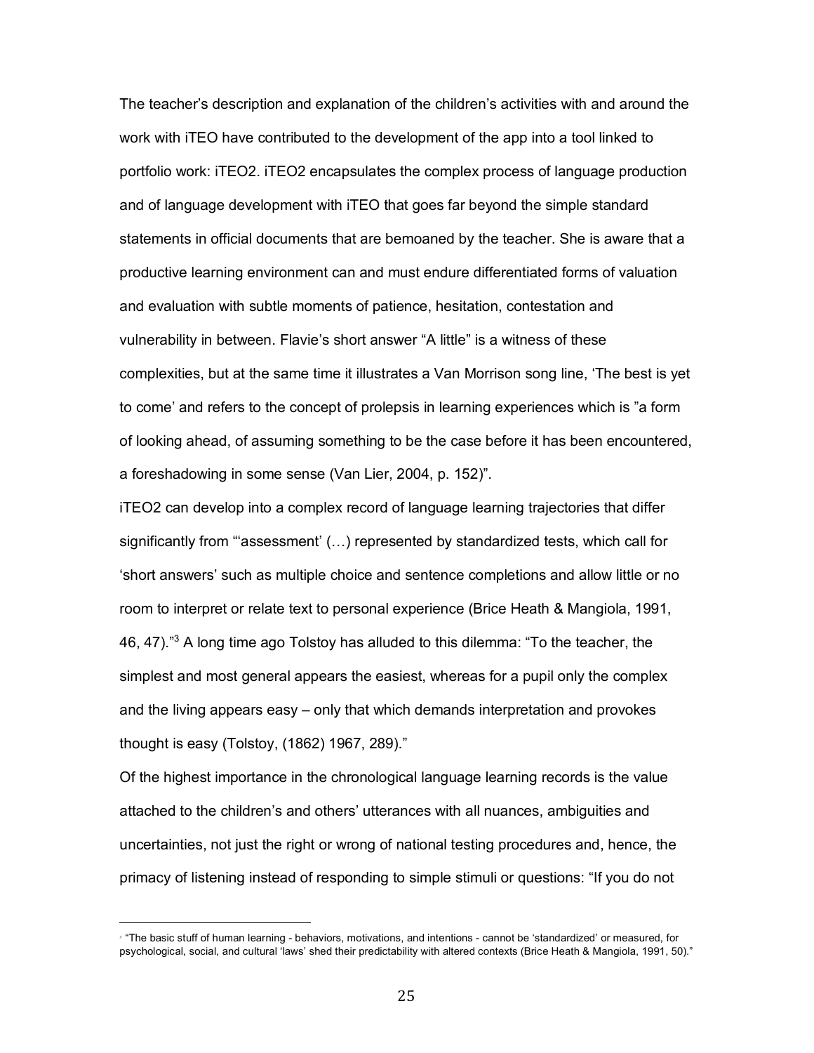The teacher's description and explanation of the children's activities with and around the work with iTEO have contributed to the development of the app into a tool linked to portfolio work: iTEO2. iTEO2 encapsulates the complex process of language production and of language development with iTEO that goes far beyond the simple standard statements in official documents that are bemoaned by the teacher. She is aware that a productive learning environment can and must endure differentiated forms of valuation and evaluation with subtle moments of patience, hesitation, contestation and vulnerability in between. Flavie's short answer "A little" is a witness of these complexities, but at the same time it illustrates a Van Morrison song line, 'The best is yet to come' and refers to the concept of prolepsis in learning experiences which is "a form of looking ahead, of assuming something to be the case before it has been encountered, a foreshadowing in some sense (Van Lier, 2004, p. 152)".

iTEO2 can develop into a complex record of language learning trajectories that differ significantly from "'assessment' (…) represented by standardized tests, which call for 'short answers' such as multiple choice and sentence completions and allow little or no room to interpret or relate text to personal experience (Brice Heath & Mangiola, 1991, 46, 47)."[3] A long time ago Tolstoy has alluded to this dilemma: "To the teacher, the simplest and most general appears the easiest, whereas for a pupil only the complex and the living appears easy – only that which demands interpretation and provokes thought is easy (Tolstoy, (1862) 1967, 289)."

Of the highest importance in the chronological language learning records is the value attached to the children's and others' utterances with all nuances, ambiguities and uncertainties, not just the right or wrong of national testing procedures and, hence, the primacy of listening instead of responding to simple stimuli or questions: "If you do not

---

[3] "The basic stuff of human learning - behaviors, motivations, and intentions - cannot be 'standardized' or measured, for psychological, social, and cultural 'laws' shed their predictability with altered contexts (Brice Heath & Mangiola, 1991, 50)."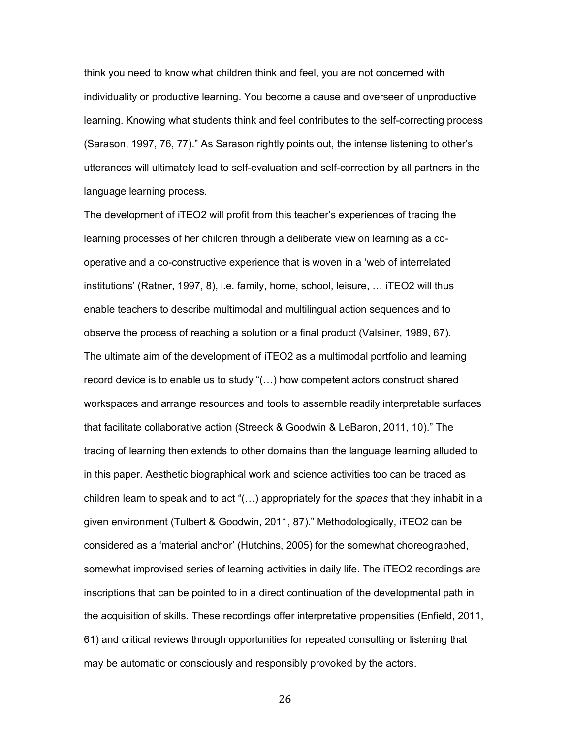think you need to know what children think and feel, you are not concerned with individuality or productive learning. You become a cause and overseer of unproductive learning. Knowing what students think and feel contributes to the self-correcting process (Sarason, 1997, 76, 77).” As Sarason rightly points out, the intense listening to other’s utterances will ultimately lead to self-evaluation and self-correction by all partners in the language learning process.

The development of iTEO2 will profit from this teacher’s experiences of tracing the learning processes of her children through a deliberate view on learning as a co-operative and a co-constructive experience that is woven in a ‘web of interrelated institutions’ (Ratner, 1997, 8), i.e. family, home, school, leisure, … iTEO2 will thus enable teachers to describe multimodal and multilingual action sequences and to observe the process of reaching a solution or a final product (Valsiner, 1989, 67).

The ultimate aim of the development of iTEO2 as a multimodal portfolio and learning record device is to enable us to study “(…) how competent actors construct shared workspaces and arrange resources and tools to assemble readily interpretable surfaces that facilitate collaborative action (Streeck & Goodwin & LeBaron, 2011, 10).” The tracing of learning then extends to other domains than the language learning alluded to in this paper. Aesthetic biographical work and science activities too can be traced as children learn to speak and to act “(…) appropriately for the *spaces* that they inhabit in a given environment (Tulbert & Goodwin, 2011, 87).” Methodologically, iTEO2 can be considered as a ‘material anchor’ (Hutchins, 2005) for the somewhat choreographed, somewhat improvised series of learning activities in daily life. The iTEO2 recordings are inscriptions that can be pointed to in a direct continuation of the developmental path in the acquisition of skills. These recordings offer interpretative propensities (Enfield, 2011, 61) and critical reviews through opportunities for repeated consulting or listening that may be automatic or consciously and responsibly provoked by the actors.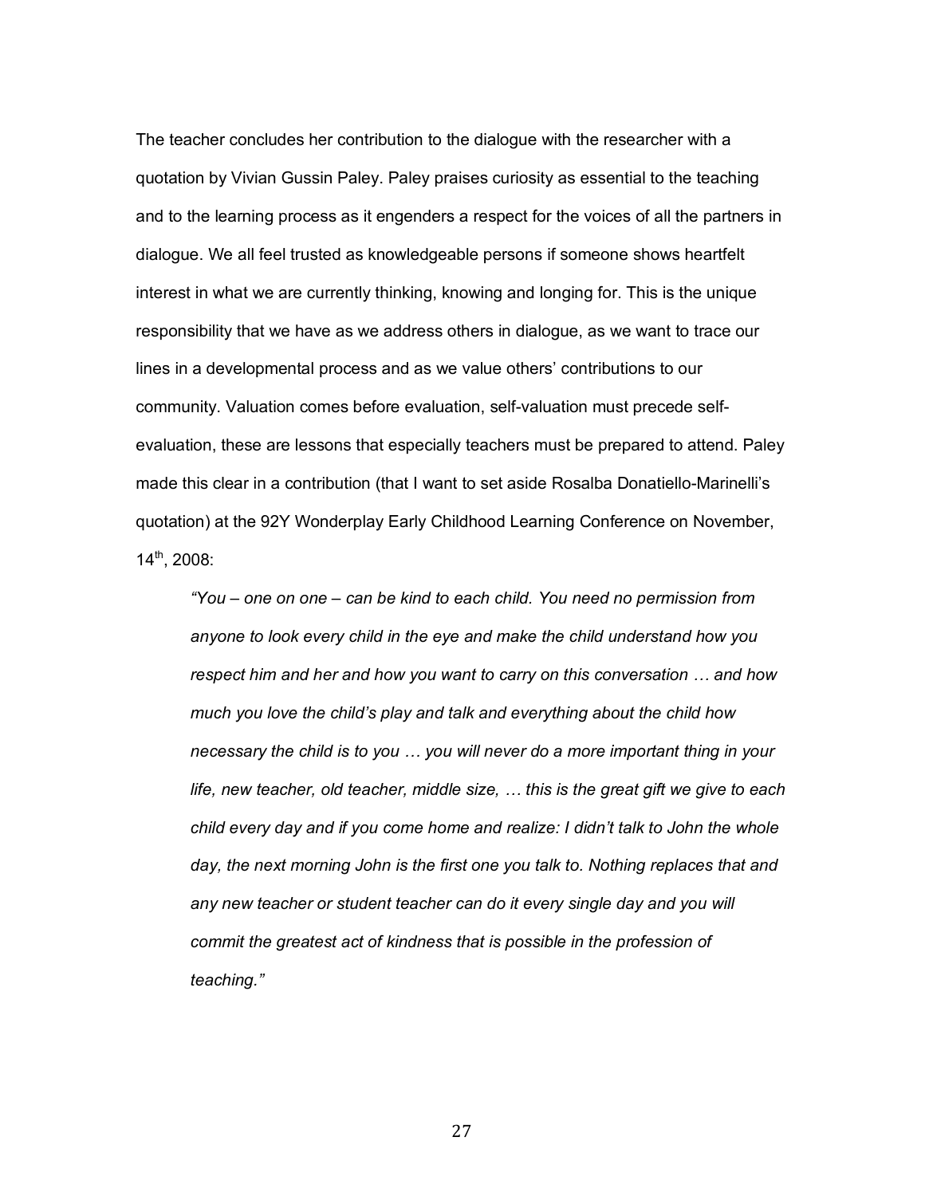The teacher concludes her contribution to the dialogue with the researcher with a quotation by Vivian Gussin Paley. Paley praises curiosity as essential to the teaching and to the learning process as it engenders a respect for the voices of all the partners in dialogue. We all feel trusted as knowledgeable persons if someone shows heartfelt interest in what we are currently thinking, knowing and longing for. This is the unique responsibility that we have as we address others in dialogue, as we want to trace our lines in a developmental process and as we value others' contributions to our community. Valuation comes before evaluation, self-valuation must precede self-evaluation, these are lessons that especially teachers must be prepared to attend. Paley made this clear in a contribution (that I want to set aside Rosalba Donatiello-Marinelli's quotation) at the 92Y Wonderplay Early Childhood Learning Conference on November, 14th, 2008:

> *"You – one on one – can be kind to each child. You need no permission from anyone to look every child in the eye and make the child understand how you respect him and her and how you want to carry on this conversation … and how much you love the child's play and talk and everything about the child how necessary the child is to you … you will never do a more important thing in your life, new teacher, old teacher, middle size, … this is the great gift we give to each child every day and if you come home and realize: I didn't talk to John the whole day, the next morning John is the first one you talk to. Nothing replaces that and any new teacher or student teacher can do it every single day and you will commit the greatest act of kindness that is possible in the profession of teaching."*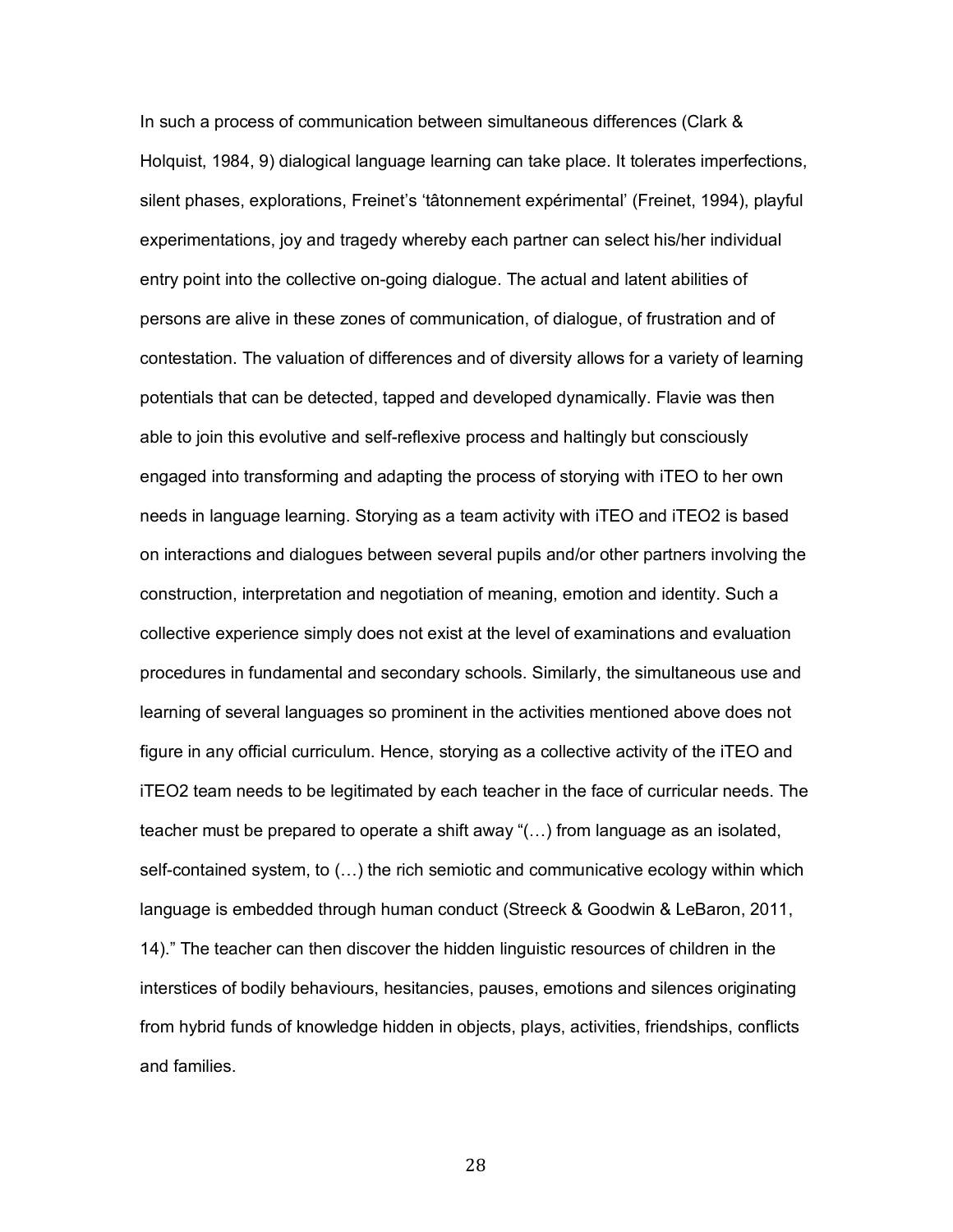In such a process of communication between simultaneous differences (Clark & Holquist, 1984, 9) dialogical language learning can take place. It tolerates imperfections, silent phases, explorations, Freinet's 'tâtonnement expérimental' (Freinet, 1994), playful experimentations, joy and tragedy whereby each partner can select his/her individual entry point into the collective on-going dialogue. The actual and latent abilities of persons are alive in these zones of communication, of dialogue, of frustration and of contestation. The valuation of differences and of diversity allows for a variety of learning potentials that can be detected, tapped and developed dynamically. Flavie was then able to join this evolutive and self-reflexive process and haltingly but consciously engaged into transforming and adapting the process of storying with iTEO to her own needs in language learning. Storying as a team activity with iTEO and iTEO2 is based on interactions and dialogues between several pupils and/or other partners involving the construction, interpretation and negotiation of meaning, emotion and identity. Such a collective experience simply does not exist at the level of examinations and evaluation procedures in fundamental and secondary schools. Similarly, the simultaneous use and learning of several languages so prominent in the activities mentioned above does not figure in any official curriculum. Hence, storying as a collective activity of the iTEO and iTEO2 team needs to be legitimated by each teacher in the face of curricular needs. The teacher must be prepared to operate a shift away "(…) from language as an isolated, self-contained system, to (…) the rich semiotic and communicative ecology within which language is embedded through human conduct (Streeck & Goodwin & LeBaron, 2011, 14)." The teacher can then discover the hidden linguistic resources of children in the interstices of bodily behaviours, hesitancies, pauses, emotions and silences originating from hybrid funds of knowledge hidden in objects, plays, activities, friendships, conflicts and families.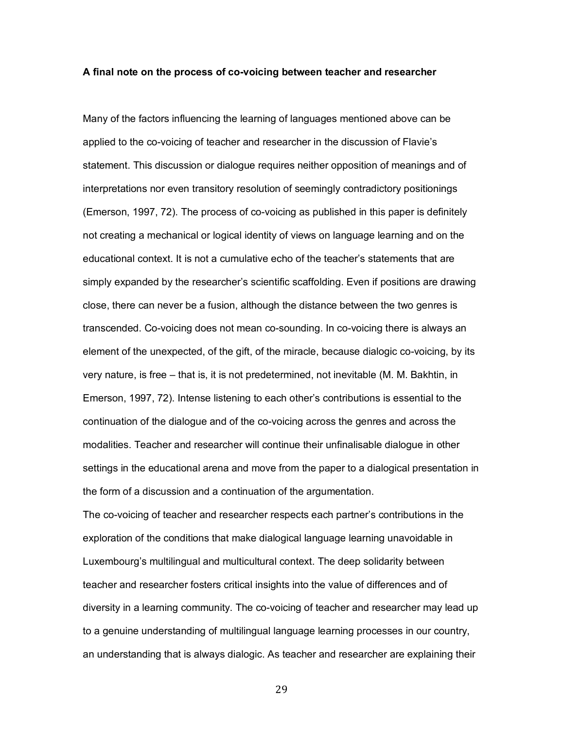**A final note on the process of co-voicing between teacher and researcher**

Many of the factors influencing the learning of languages mentioned above can be applied to the co-voicing of teacher and researcher in the discussion of Flavie's statement. This discussion or dialogue requires neither opposition of meanings and of interpretations nor even transitory resolution of seemingly contradictory positionings (Emerson, 1997, 72). The process of co-voicing as published in this paper is definitely not creating a mechanical or logical identity of views on language learning and on the educational context. It is not a cumulative echo of the teacher's statements that are simply expanded by the researcher's scientific scaffolding. Even if positions are drawing close, there can never be a fusion, although the distance between the two genres is transcended. Co-voicing does not mean co-sounding. In co-voicing there is always an element of the unexpected, of the gift, of the miracle, because dialogic co-voicing, by its very nature, is free – that is, it is not predetermined, not inevitable (M. M. Bakhtin, in Emerson, 1997, 72). Intense listening to each other's contributions is essential to the continuation of the dialogue and of the co-voicing across the genres and across the modalities. Teacher and researcher will continue their unfinalisable dialogue in other settings in the educational arena and move from the paper to a dialogical presentation in the form of a discussion and a continuation of the argumentation.

The co-voicing of teacher and researcher respects each partner's contributions in the exploration of the conditions that make dialogical language learning unavoidable in Luxembourg's multilingual and multicultural context. The deep solidarity between teacher and researcher fosters critical insights into the value of differences and of diversity in a learning community. The co-voicing of teacher and researcher may lead up to a genuine understanding of multilingual language learning processes in our country, an understanding that is always dialogic. As teacher and researcher are explaining their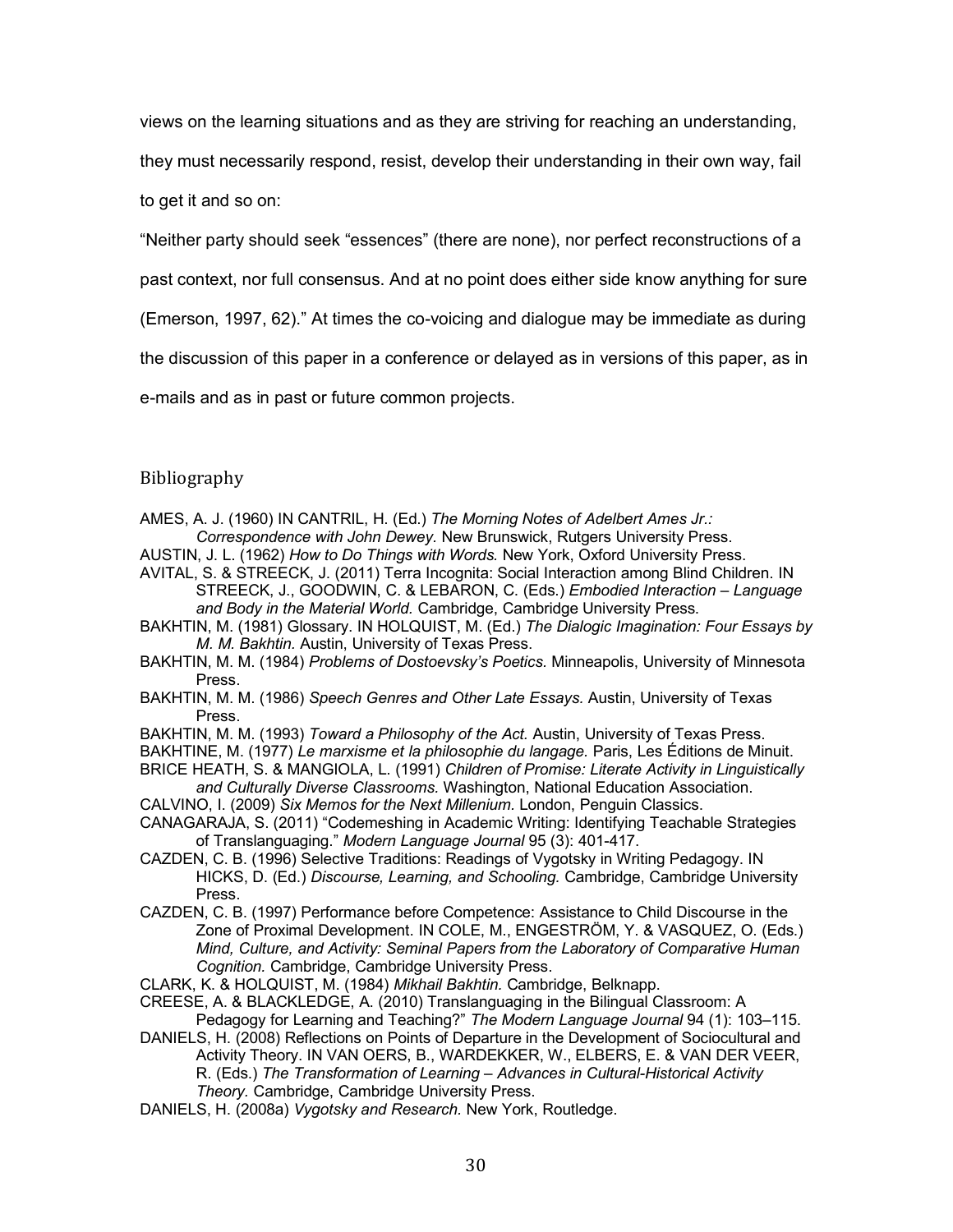views on the learning situations and as they are striving for reaching an understanding, they must necessarily respond, resist, develop their understanding in their own way, fail to get it and so on:

"Neither party should seek "essences" (there are none), nor perfect reconstructions of a past context, nor full consensus. And at no point does either side know anything for sure (Emerson, 1997, 62)." At times the co-voicing and dialogue may be immediate as during the discussion of this paper in a conference or delayed as in versions of this paper, as in e-mails and as in past or future common projects.

## Bibliography

AMES, A. J. (1960) IN CANTRIL, H. (Ed.) *The Morning Notes of Adelbert Ames Jr.: Correspondence with John Dewey.* New Brunswick, Rutgers University Press.

AUSTIN, J. L. (1962) *How to Do Things with Words.* New York, Oxford University Press.

AVITAL, S. & STREECK, J. (2011) Terra Incognita: Social Interaction among Blind Children. IN STREECK, J., GOODWIN, C. & LEBARON, C. (Eds.) *Embodied Interaction – Language and Body in the Material World.* Cambridge, Cambridge University Press.

BAKHTIN, M. (1981) Glossary. IN HOLQUIST, M. (Ed.) *The Dialogic Imagination: Four Essays by M. M. Bakhtin.* Austin, University of Texas Press.

BAKHTIN, M. M. (1984) *Problems of Dostoevsky's Poetics.* Minneapolis, University of Minnesota Press.

BAKHTIN, M. M. (1986) *Speech Genres and Other Late Essays.* Austin, University of Texas Press.

BAKHTIN, M. M. (1993) *Toward a Philosophy of the Act.* Austin, University of Texas Press.

BAKHTINE, M. (1977) *Le marxisme et la philosophie du langage.* Paris, Les Éditions de Minuit.

BRICE HEATH, S. & MANGIOLA, L. (1991) *Children of Promise: Literate Activity in Linguistically and Culturally Diverse Classrooms.* Washington, National Education Association.

CALVINO, I. (2009) *Six Memos for the Next Millenium.* London, Penguin Classics.

CANAGARAJA, S. (2011) "Codemeshing in Academic Writing: Identifying Teachable Strategies of Translanguaging." *Modern Language Journal* 95 (3): 401-417.

CAZDEN, C. B. (1996) Selective Traditions: Readings of Vygotsky in Writing Pedagogy. IN HICKS, D. (Ed.) *Discourse, Learning, and Schooling.* Cambridge, Cambridge University Press.

CAZDEN, C. B. (1997) Performance before Competence: Assistance to Child Discourse in the Zone of Proximal Development. IN COLE, M., ENGESTRÖM, Y. & VASQUEZ, O. (Eds.) *Mind, Culture, and Activity: Seminal Papers from the Laboratory of Comparative Human Cognition.* Cambridge, Cambridge University Press.

CLARK, K. & HOLQUIST, M. (1984) *Mikhail Bakhtin.* Cambridge, Belknapp.

CREESE, A. & BLACKLEDGE, A. (2010) Translanguaging in the Bilingual Classroom: A Pedagogy for Learning and Teaching?" *The Modern Language Journal* 94 (1): 103–115.

DANIELS, H. (2008) Reflections on Points of Departure in the Development of Sociocultural and Activity Theory. IN VAN OERS, B., WARDEKKER, W., ELBERS, E. & VAN DER VEER, R. (Eds.) *The Transformation of Learning – Advances in Cultural-Historical Activity Theory.* Cambridge, Cambridge University Press.

DANIELS, H. (2008a) *Vygotsky and Research.* New York, Routledge.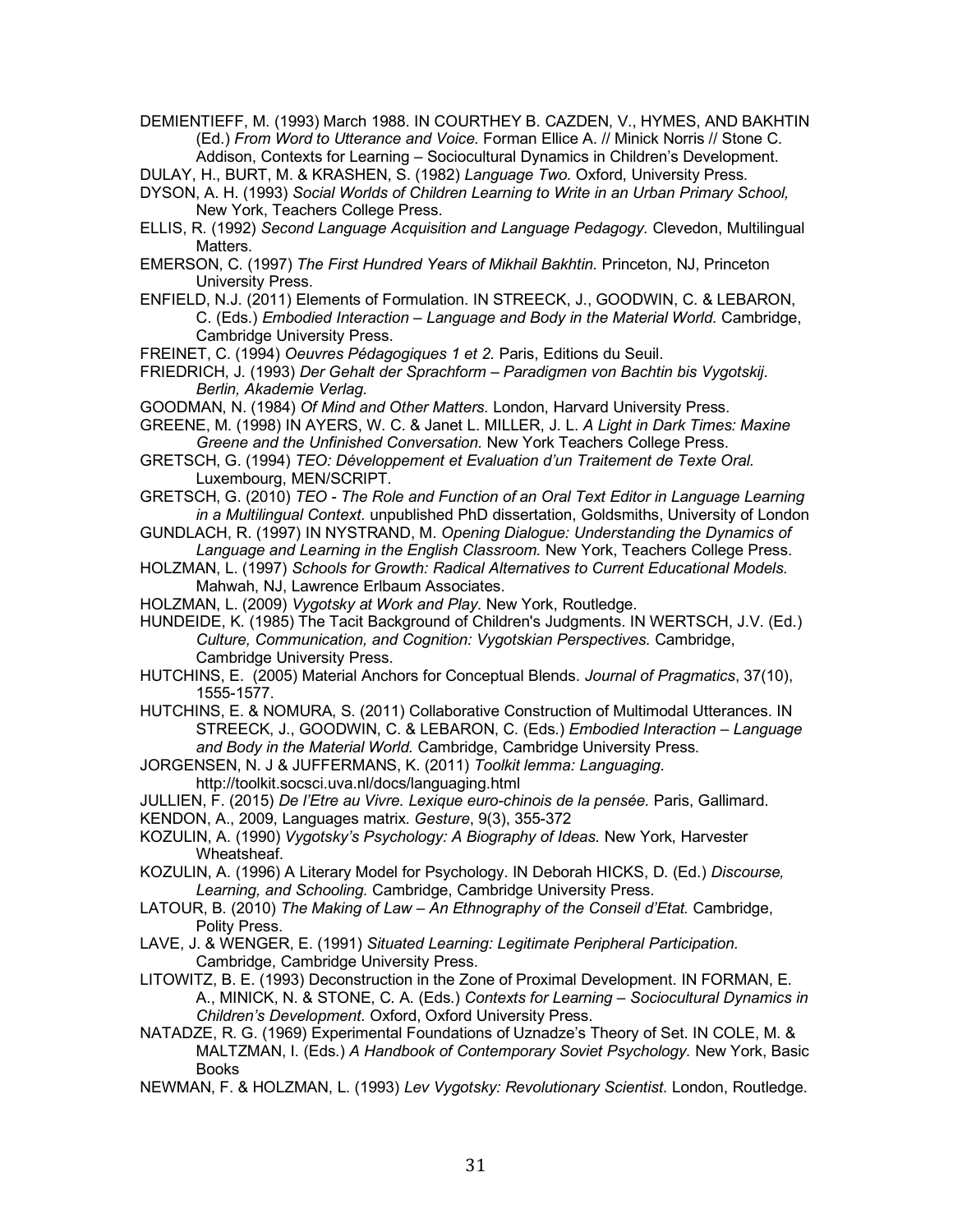DEMIENTIEFF, M. (1993) March 1988. IN COURTHEY B. CAZDEN, V., HYMES, AND BAKHTIN (Ed.) *From Word to Utterance and Voice.* Forman Ellice A. // Minick Norris // Stone C. Addison, Contexts for Learning – Sociocultural Dynamics in Children's Development.

DULAY, H., BURT, M. & KRASHEN, S. (1982) *Language Two.* Oxford, University Press.

DYSON, A. H. (1993) *Social Worlds of Children Learning to Write in an Urban Primary School,* New York, Teachers College Press.

ELLIS, R. (1992) *Second Language Acquisition and Language Pedagogy.* Clevedon, Multilingual Matters.

EMERSON, C. (1997) *The First Hundred Years of Mikhail Bakhtin.* Princeton, NJ, Princeton University Press.

ENFIELD, N.J. (2011) Elements of Formulation. IN STREECK, J., GOODWIN, C. & LEBARON, C. (Eds.) *Embodied Interaction – Language and Body in the Material World.* Cambridge, Cambridge University Press.

FREINET, C. (1994) *Oeuvres Pédagogiques 1 et 2.* Paris, Editions du Seuil.

FRIEDRICH, J. (1993) *Der Gehalt der Sprachform – Paradigmen von Bachtin bis Vygotskij. Berlin, Akademie Verlag.*

GOODMAN, N. (1984) *Of Mind and Other Matters.* London, Harvard University Press.

GREENE, M. (1998) IN AYERS, W. C. & Janet L. MILLER, J. L. *A Light in Dark Times: Maxine Greene and the Unfinished Conversation.* New York Teachers College Press.

GRETSCH, G. (1994) *TEO: Développement et Evaluation d'un Traitement de Texte Oral.* Luxembourg, MEN/SCRIPT.

GRETSCH, G. (2010) *TEO - The Role and Function of an Oral Text Editor in Language Learning in a Multilingual Context.* unpublished PhD dissertation, Goldsmiths, University of London

GUNDLACH, R. (1997) IN NYSTRAND, M. *Opening Dialogue: Understanding the Dynamics of Language and Learning in the English Classroom.* New York, Teachers College Press.

HOLZMAN, L. (1997) *Schools for Growth: Radical Alternatives to Current Educational Models.* Mahwah, NJ, Lawrence Erlbaum Associates.

HOLZMAN, L. (2009) *Vygotsky at Work and Play.* New York, Routledge.

HUNDEIDE, K. (1985) The Tacit Background of Children's Judgments. IN WERTSCH, J.V. (Ed.) *Culture, Communication, and Cognition: Vygotskian Perspectives.* Cambridge, Cambridge University Press.

HUTCHINS, E. (2005) Material Anchors for Conceptual Blends. *Journal of Pragmatics*, 37(10), 1555-1577.

HUTCHINS, E. & NOMURA, S. (2011) Collaborative Construction of Multimodal Utterances. IN STREECK, J., GOODWIN, C. & LEBARON, C. (Eds.) *Embodied Interaction – Language and Body in the Material World.* Cambridge, Cambridge University Press.

JORGENSEN, N. J & JUFFERMANS, K. (2011) *Toolkit lemma: Languaging.* http://toolkit.socsci.uva.nl/docs/languaging.html

JULLIEN, F. (2015) *De l'Etre au Vivre. Lexique euro-chinois de la pensée.* Paris, Gallimard.

KENDON, A., 2009, Languages matrix. *Gesture*, 9(3), 355-372

KOZULIN, A. (1990) *Vygotsky's Psychology: A Biography of Ideas.* New York, Harvester Wheatsheaf.

KOZULIN, A. (1996) A Literary Model for Psychology. IN Deborah HICKS, D. (Ed.) *Discourse, Learning, and Schooling.* Cambridge, Cambridge University Press.

LATOUR, B. (2010) *The Making of Law – An Ethnography of the Conseil d'Etat.* Cambridge, Polity Press.

LAVE, J. & WENGER, E. (1991) *Situated Learning: Legitimate Peripheral Participation.* Cambridge, Cambridge University Press.

LITOWITZ, B. E. (1993) Deconstruction in the Zone of Proximal Development. IN FORMAN, E. A., MINICK, N. & STONE, C. A. (Eds.) *Contexts for Learning – Sociocultural Dynamics in Children's Development.* Oxford, Oxford University Press.

NATADZE, R. G. (1969) Experimental Foundations of Uznadze's Theory of Set. IN COLE, M. & MALTZMAN, I. (Eds.) *A Handbook of Contemporary Soviet Psychology.* New York, Basic Books

NEWMAN, F. & HOLZMAN, L. (1993) *Lev Vygotsky: Revolutionary Scientist.* London, Routledge.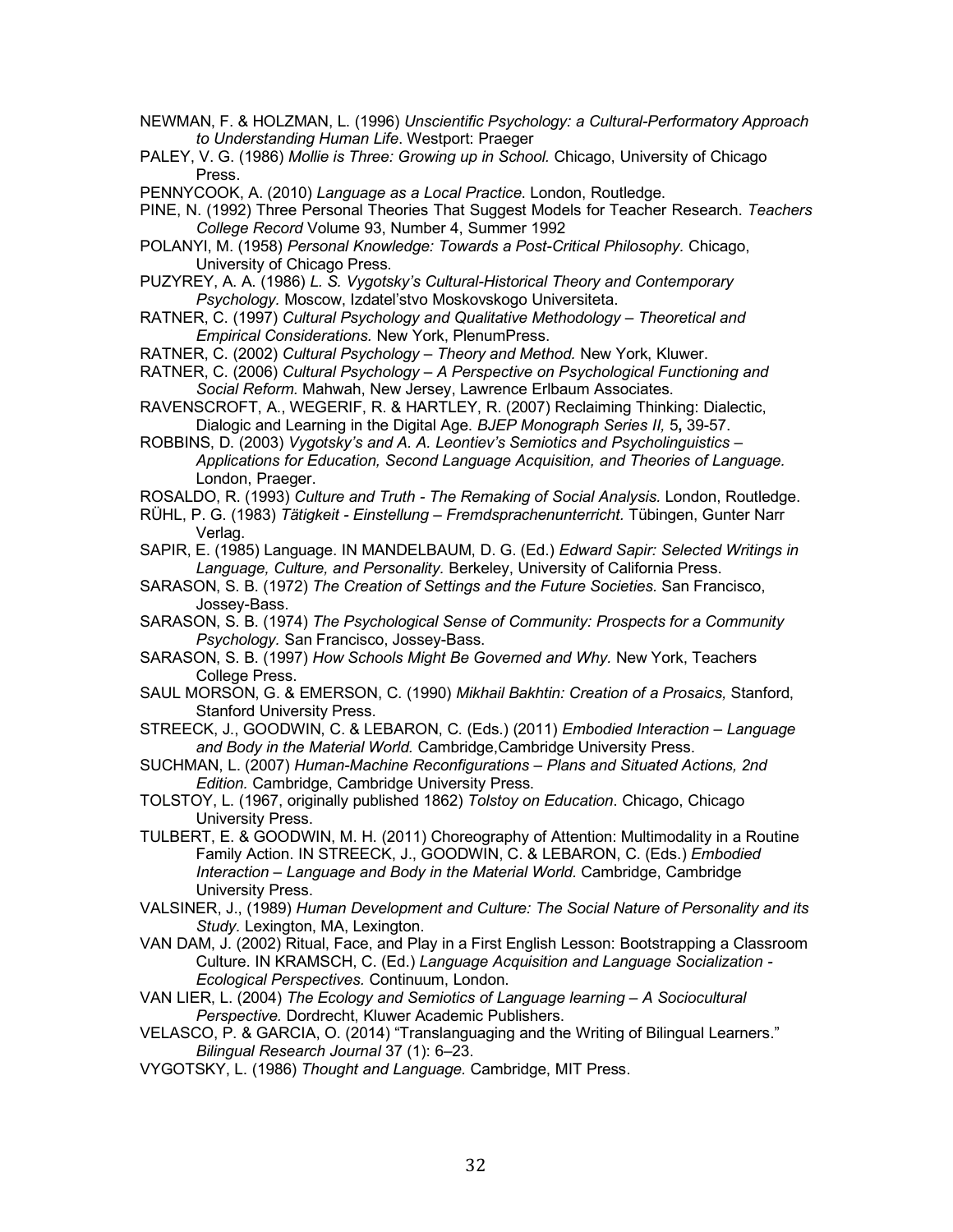NEWMAN, F. & HOLZMAN, L. (1996) *Unscientific Psychology: a Cultural-Performatory Approach to Understanding Human Life*. Westport: Praeger

PALEY, V. G. (1986) *Mollie is Three: Growing up in School.* Chicago, University of Chicago Press.

PENNYCOOK, A. (2010) *Language as a Local Practice*. London, Routledge.

PINE, N. (1992) Three Personal Theories That Suggest Models for Teacher Research. *Teachers College Record* Volume 93, Number 4, Summer 1992

POLANYI, M. (1958) *Personal Knowledge: Towards a Post-Critical Philosophy.* Chicago, University of Chicago Press.

PUZYREY, A. A. (1986) *L. S. Vygotsky's Cultural-Historical Theory and Contemporary Psychology.* Moscow, Izdatel'stvo Moskovskogo Universiteta.

RATNER, C. (1997) *Cultural Psychology and Qualitative Methodology – Theoretical and Empirical Considerations.* New York, PlenumPress.

RATNER, C. (2002) *Cultural Psychology – Theory and Method.* New York, Kluwer.

RATNER, C. (2006) *Cultural Psychology – A Perspective on Psychological Functioning and Social Reform.* Mahwah, New Jersey, Lawrence Erlbaum Associates.

RAVENSCROFT, A., WEGERIF, R. & HARTLEY, R. (2007) Reclaiming Thinking: Dialectic, Dialogic and Learning in the Digital Age. *BJEP Monograph Series II,* 5**,** 39-57.

ROBBINS, D. (2003) *Vygotsky's and A. A. Leontiev's Semiotics and Psycholinguistics – Applications for Education, Second Language Acquisition, and Theories of Language.* London, Praeger.

ROSALDO, R. (1993) *Culture and Truth - The Remaking of Social Analysis.* London, Routledge.

RÜHL, P. G. (1983) *Tätigkeit - Einstellung – Fremdsprachenunterricht.* Tübingen, Gunter Narr Verlag.

SAPIR, E. (1985) Language. IN MANDELBAUM, D. G. (Ed.) *Edward Sapir: Selected Writings in Language, Culture, and Personality.* Berkeley, University of California Press.

SARASON, S. B. (1972) *The Creation of Settings and the Future Societies.* San Francisco, Jossey-Bass.

SARASON, S. B. (1974) *The Psychological Sense of Community: Prospects for a Community Psychology.* San Francisco, Jossey-Bass.

SARASON, S. B. (1997) *How Schools Might Be Governed and Why.* New York, Teachers College Press.

SAUL MORSON, G. & EMERSON, C. (1990) *Mikhail Bakhtin: Creation of a Prosaics,* Stanford, Stanford University Press.

STREECK, J., GOODWIN, C. & LEBARON, C. (Eds.) (2011) *Embodied Interaction – Language and Body in the Material World.* Cambridge,Cambridge University Press.

SUCHMAN, L. (2007) *Human-Machine Reconfigurations – Plans and Situated Actions, 2nd Edition.* Cambridge, Cambridge University Press.

TOLSTOY, L. (1967, originally published 1862) *Tolstoy on Education*. Chicago, Chicago University Press.

TULBERT, E. & GOODWIN, M. H. (2011) Choreography of Attention: Multimodality in a Routine Family Action. IN STREECK, J., GOODWIN, C. & LEBARON, C. (Eds.) *Embodied Interaction – Language and Body in the Material World.* Cambridge, Cambridge University Press.

VALSINER, J., (1989) *Human Development and Culture: The Social Nature of Personality and its Study.* Lexington, MA, Lexington.

VAN DAM, J. (2002) Ritual, Face, and Play in a First English Lesson: Bootstrapping a Classroom Culture. IN KRAMSCH, C. (Ed.) *Language Acquisition and Language Socialization - Ecological Perspectives.* Continuum, London.

VAN LIER, L. (2004) *The Ecology and Semiotics of Language learning – A Sociocultural Perspective.* Dordrecht, Kluwer Academic Publishers.

VELASCO, P. & GARCIA, O. (2014) "Translanguaging and the Writing of Bilingual Learners." *Bilingual Research Journal* 37 (1): 6–23.

VYGOTSKY, L. (1986) *Thought and Language.* Cambridge, MIT Press.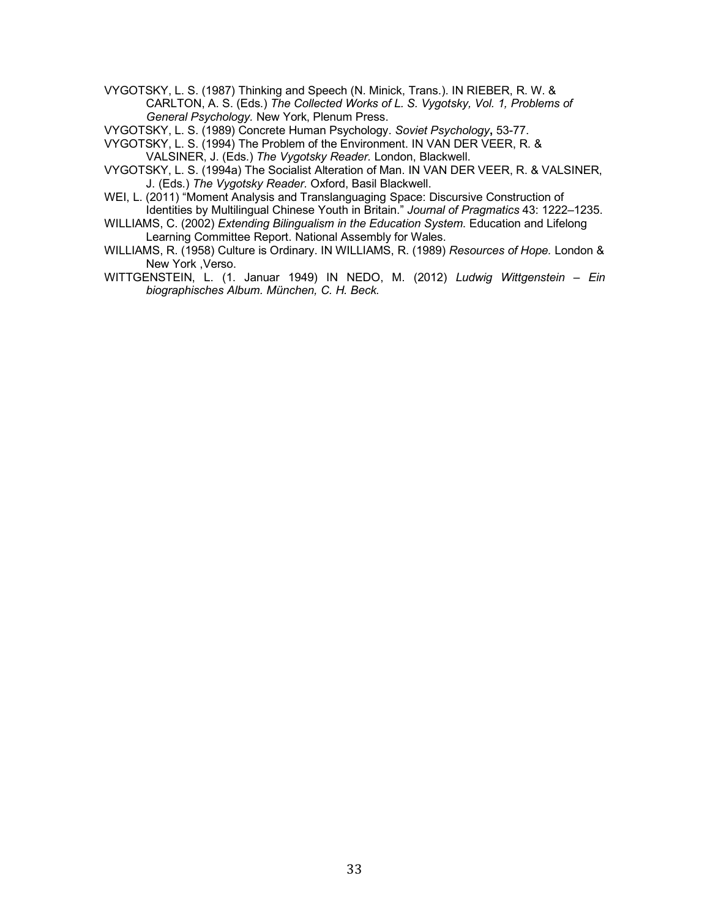VYGOTSKY, L. S. (1987) Thinking and Speech (N. Minick, Trans.). IN RIEBER, R. W. & CARLTON, A. S. (Eds.) *The Collected Works of L. S. Vygotsky, Vol. 1, Problems of General Psychology.* New York, Plenum Press.

VYGOTSKY, L. S. (1989) Concrete Human Psychology. *Soviet Psychology***,** 53-77.

VYGOTSKY, L. S. (1994) The Problem of the Environment. IN VAN DER VEER, R. & VALSINER, J. (Eds.) *The Vygotsky Reader.* London, Blackwell.

VYGOTSKY, L. S. (1994a) The Socialist Alteration of Man. IN VAN DER VEER, R. & VALSINER, J. (Eds.) *The Vygotsky Reader*. Oxford, Basil Blackwell.

WEI, L. (2011) "Moment Analysis and Translanguaging Space: Discursive Construction of Identities by Multilingual Chinese Youth in Britain." *Journal of Pragmatics* 43: 1222–1235.

WILLIAMS, C. (2002) *Extending Bilingualism in the Education System.* Education and Lifelong Learning Committee Report. National Assembly for Wales.

WILLIAMS, R. (1958) Culture is Ordinary. IN WILLIAMS, R. (1989) *Resources of Hope.* London & New York ,Verso.

WITTGENSTEIN, L. (1. Januar 1949) IN NEDO, M. (2012) *Ludwig Wittgenstein – Ein biographisches Album. München, C. H. Beck.*